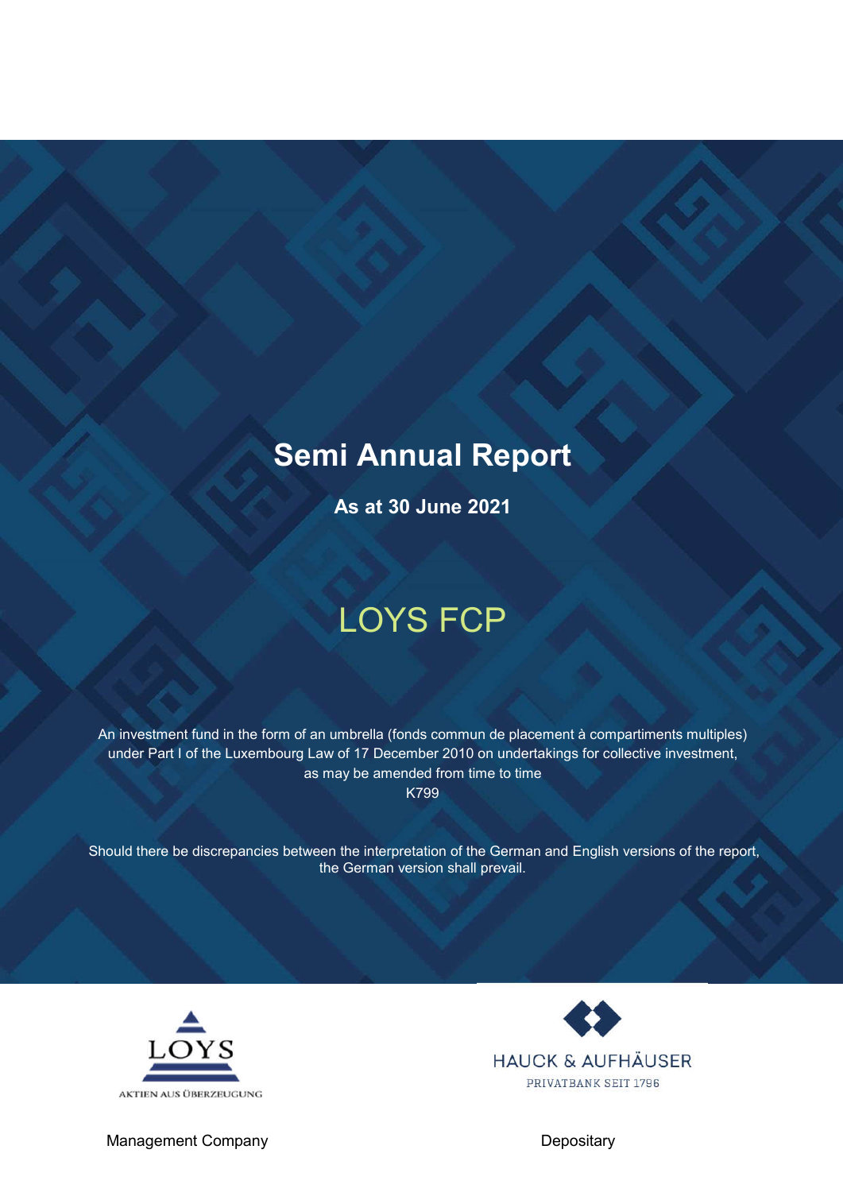# Semi Annual Report

**As at 30 June 2021**

## LOYS FCP

An investment fund in the form of an umbrella (fonds commun de placement à compartiments multiples) under Part I of the Luxembourg Law of 17 December 2010 on undertakings for collective investment, as may be amended from time to time

K799

Should there be discrepancies between the interpretation of the German and English versions of the report, the German version shall prevail.

LOYS
AKTIEN AUS ÜBERZEUGUNG

HAUCK & AUFHÄUSER
PRIVATBANK SEIT 1796

Management Company

Depositary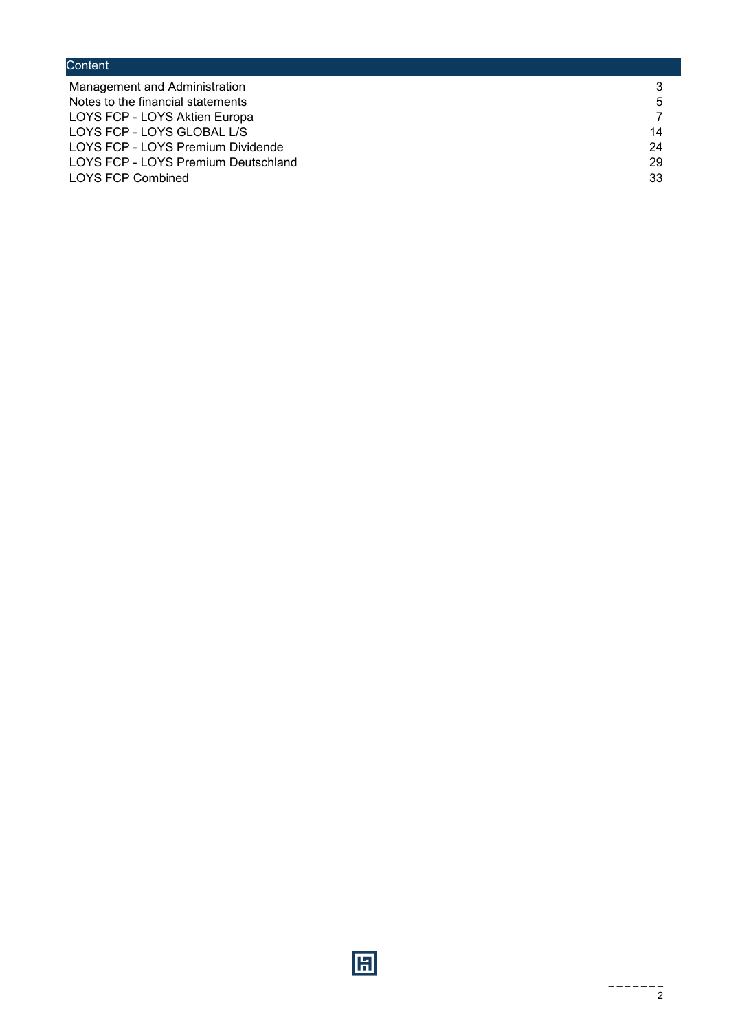## Content

| | |
|---|---|
| Management and Administration | 3 |
| Notes to the financial statements | 5 |
| LOYS FCP - LOYS Aktien Europa | 7 |
| LOYS FCP - LOYS GLOBAL L/S | 14 |
| LOYS FCP - LOYS Premium Dividende | 24 |
| LOYS FCP - LOYS Premium Deutschland | 29 |
| LOYS FCP Combined | 33 |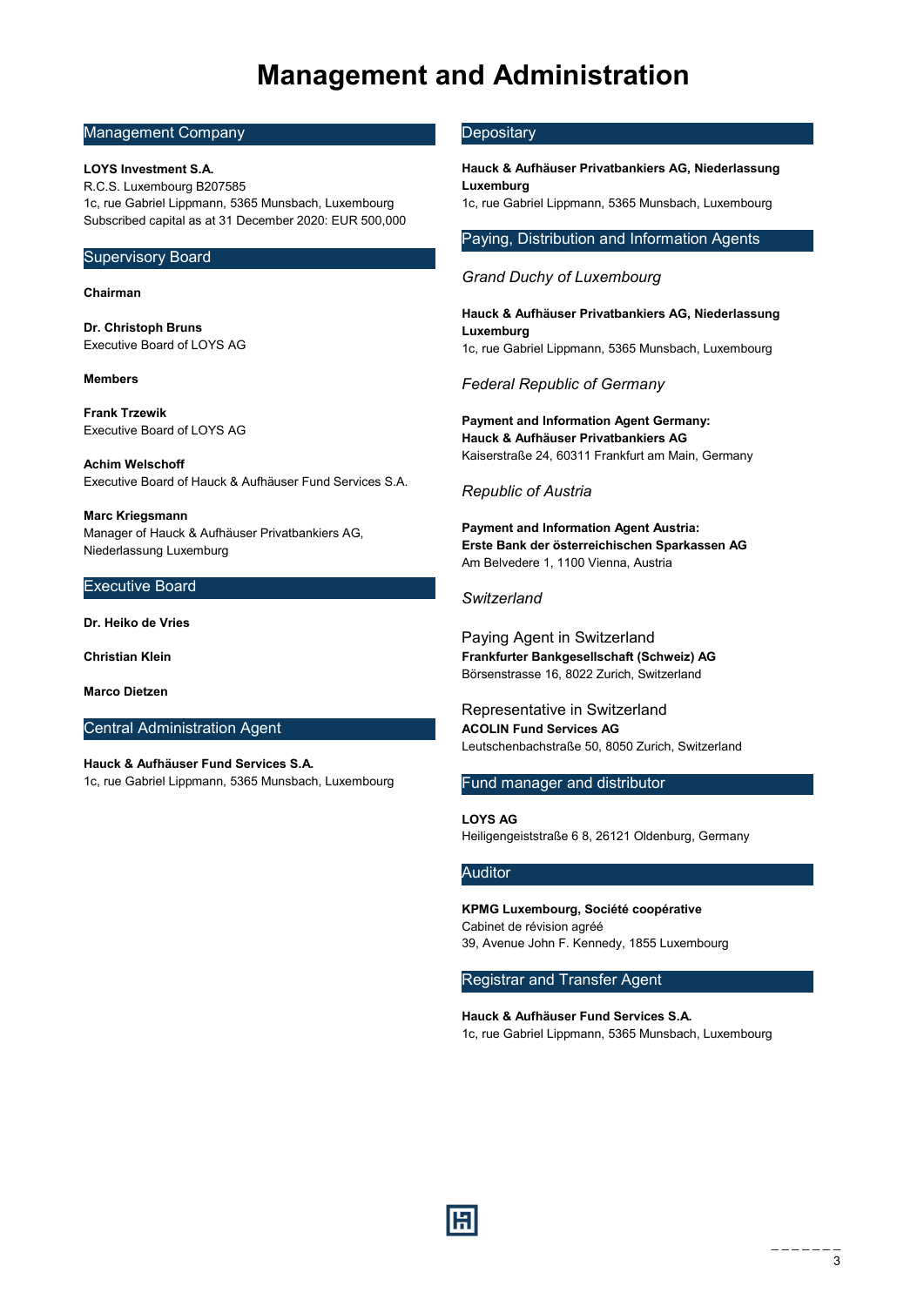# Management and Administration

## Management Company

**LOYS Investment S.A.**
R.C.S. Luxembourg B207585
1c, rue Gabriel Lippmann, 5365 Munsbach, Luxembourg
Subscribed capital as at 31 December 2020: EUR 500,000

## Supervisory Board

**Chairman**

**Dr. Christoph Bruns**
Executive Board of LOYS AG

**Members**

**Frank Trzewik**
Executive Board of LOYS AG

**Achim Welschoff**
Executive Board of Hauck & Aufhäuser Fund Services S.A.

**Marc Kriegsmann**
Manager of Hauck & Aufhäuser Privatbankiers AG, Niederlassung Luxemburg

## Executive Board

**Dr. Heiko de Vries**

**Christian Klein**

**Marco Dietzen**

## Central Administration Agent

**Hauck & Aufhäuser Fund Services S.A.**
1c, rue Gabriel Lippmann, 5365 Munsbach, Luxembourg

## Depositary

**Hauck & Aufhäuser Privatbankiers AG, Niederlassung Luxemburg**
1c, rue Gabriel Lippmann, 5365 Munsbach, Luxembourg

## Paying, Distribution and Information Agents

*Grand Duchy of Luxembourg*

**Hauck & Aufhäuser Privatbankiers AG, Niederlassung Luxemburg**
1c, rue Gabriel Lippmann, 5365 Munsbach, Luxembourg

*Federal Republic of Germany*

**Payment and Information Agent Germany:**
**Hauck & Aufhäuser Privatbankiers AG**
Kaiserstraße 24, 60311 Frankfurt am Main, Germany

*Republic of Austria*

**Payment and Information Agent Austria:**
**Erste Bank der österreichischen Sparkassen AG**
Am Belvedere 1, 1100 Vienna, Austria

*Switzerland*

Paying Agent in Switzerland
**Frankfurter Bankgesellschaft (Schweiz) AG**
Börsenstrasse 16, 8022 Zurich, Switzerland

Representative in Switzerland
**ACOLIN Fund Services AG**
Leutschenbachstraße 50, 8050 Zurich, Switzerland

## Fund manager and distributor

**LOYS AG**
Heiligengeiststraße 6 8, 26121 Oldenburg, Germany

## Auditor

**KPMG Luxembourg, Société coopérative**
Cabinet de révision agréé
39, Avenue John F. Kennedy, 1855 Luxembourg

## Registrar and Transfer Agent

**Hauck & Aufhäuser Fund Services S.A.**
1c, rue Gabriel Lippmann, 5365 Munsbach, Luxembourg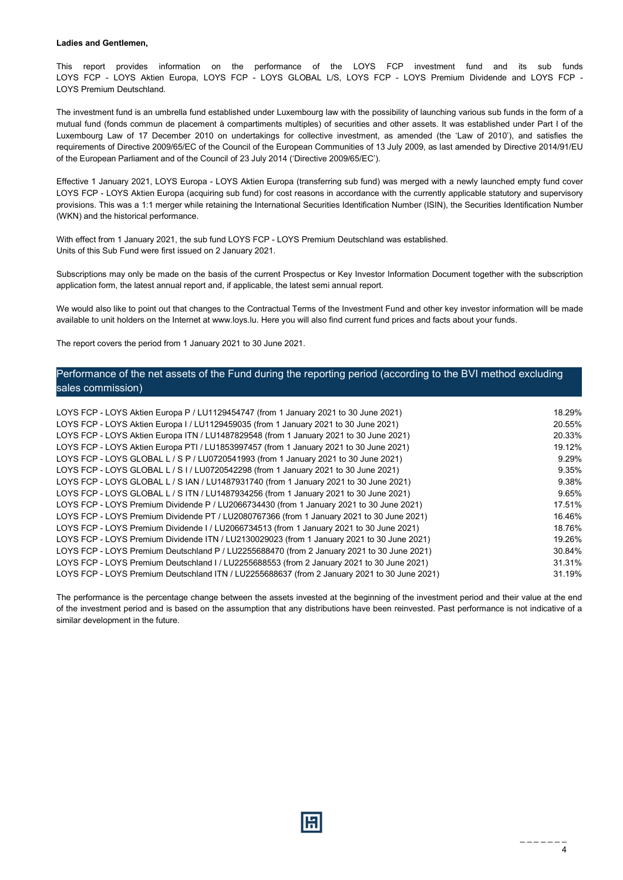**Ladies and Gentlemen,**

This report provides information on the performance of the LOYS FCP investment fund and its sub funds LOYS FCP - LOYS Aktien Europa, LOYS FCP - LOYS GLOBAL L/S, LOYS FCP - LOYS Premium Dividende and LOYS FCP - LOYS Premium Deutschland.

The investment fund is an umbrella fund established under Luxembourg law with the possibility of launching various sub funds in the form of a mutual fund (fonds commun de placement à compartiments multiples) of securities and other assets. It was established under Part I of the Luxembourg Law of 17 December 2010 on undertakings for collective investment, as amended (the 'Law of 2010'), and satisfies the requirements of Directive 2009/65/EC of the Council of the European Communities of 13 July 2009, as last amended by Directive 2014/91/EU of the European Parliament and of the Council of 23 July 2014 ('Directive 2009/65/EC').

Effective 1 January 2021, LOYS Europa - LOYS Aktien Europa (transferring sub fund) was merged with a newly launched empty fund cover LOYS FCP - LOYS Aktien Europa (acquiring sub fund) for cost reasons in accordance with the currently applicable statutory and supervisory provisions. This was a 1:1 merger while retaining the International Securities Identification Number (ISIN), the Securities Identification Number (WKN) and the historical performance.

With effect from 1 January 2021, the sub fund LOYS FCP - LOYS Premium Deutschland was established.
Units of this Sub Fund were first issued on 2 January 2021.

Subscriptions may only be made on the basis of the current Prospectus or Key Investor Information Document together with the subscription application form, the latest annual report and, if applicable, the latest semi annual report.

We would also like to point out that changes to the Contractual Terms of the Investment Fund and other key investor information will be made available to unit holders on the Internet at www.loys.lu. Here you will also find current fund prices and facts about your funds.

The report covers the period from 1 January 2021 to 30 June 2021.

## Performance of the net assets of the Fund during the reporting period (according to the BVI method excluding sales commission)

| | |
|---|---|
| LOYS FCP - LOYS Aktien Europa P / LU1129454747 (from 1 January 2021 to 30 June 2021) | 18.29% |
| LOYS FCP - LOYS Aktien Europa I / LU1129459035 (from 1 January 2021 to 30 June 2021) | 20.55% |
| LOYS FCP - LOYS Aktien Europa ITN / LU1487829548 (from 1 January 2021 to 30 June 2021) | 20.33% |
| LOYS FCP - LOYS Aktien Europa PTI / LU1853997457 (from 1 January 2021 to 30 June 2021) | 19.12% |
| LOYS FCP - LOYS GLOBAL L / S P / LU0720541993 (from 1 January 2021 to 30 June 2021) | 9.29% |
| LOYS FCP - LOYS GLOBAL L / S I / LU0720542298 (from 1 January 2021 to 30 June 2021) | 9.35% |
| LOYS FCP - LOYS GLOBAL L / S IAN / LU1487931740 (from 1 January 2021 to 30 June 2021) | 9.38% |
| LOYS FCP - LOYS GLOBAL L / S ITN / LU1487934256 (from 1 January 2021 to 30 June 2021) | 9.65% |
| LOYS FCP - LOYS Premium Dividende P / LU2066734430 (from 1 January 2021 to 30 June 2021) | 17.51% |
| LOYS FCP - LOYS Premium Dividende PT / LU2080767366 (from 1 January 2021 to 30 June 2021) | 16.46% |
| LOYS FCP - LOYS Premium Dividende I / LU2066734513 (from 1 January 2021 to 30 June 2021) | 18.76% |
| LOYS FCP - LOYS Premium Dividende ITN / LU2130029023 (from 1 January 2021 to 30 June 2021) | 19.26% |
| LOYS FCP - LOYS Premium Deutschland P / LU2255688470 (from 2 January 2021 to 30 June 2021) | 30.84% |
| LOYS FCP - LOYS Premium Deutschland I / LU2255688553 (from 2 January 2021 to 30 June 2021) | 31.31% |
| LOYS FCP - LOYS Premium Deutschland ITN / LU2255688637 (from 2 January 2021 to 30 June 2021) | 31.19% |

The performance is the percentage change between the assets invested at the beginning of the investment period and their value at the end of the investment period and is based on the assumption that any distributions have been reinvested. Past performance is not indicative of a similar development in the future.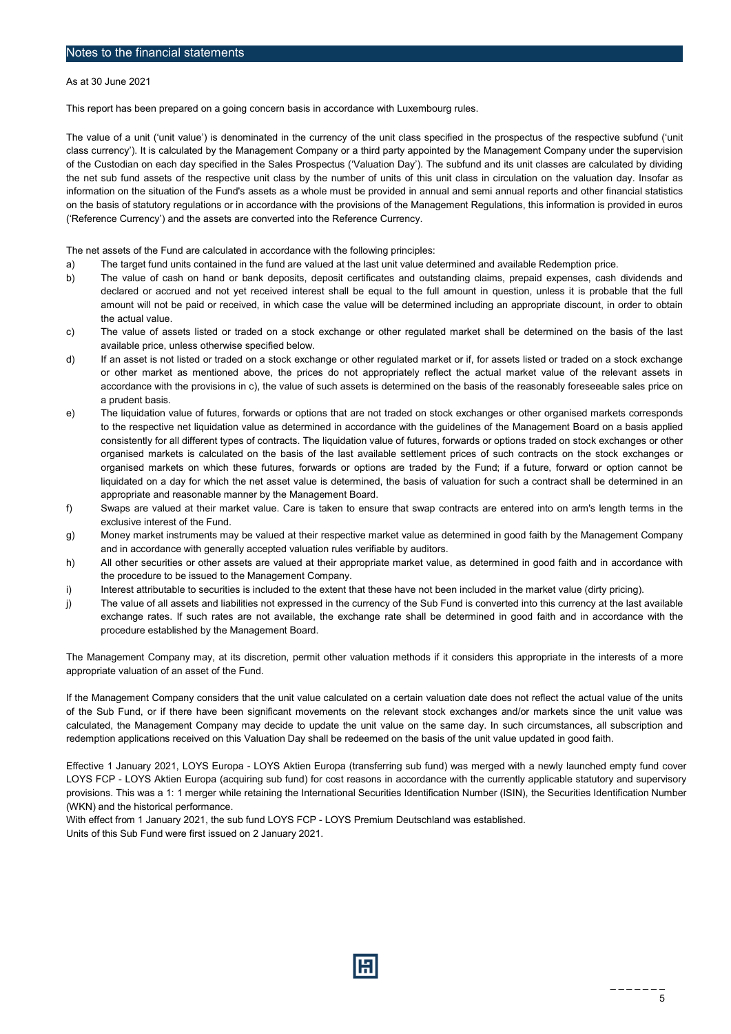# Notes to the financial statements

As at 30 June 2021

This report has been prepared on a going concern basis in accordance with Luxembourg rules.

The value of a unit ('unit value') is denominated in the currency of the unit class specified in the prospectus of the respective subfund ('unit class currency'). It is calculated by the Management Company or a third party appointed by the Management Company under the supervision of the Custodian on each day specified in the Sales Prospectus ('Valuation Day'). The subfund and its unit classes are calculated by dividing the net sub fund assets of the respective unit class by the number of units of this unit class in circulation on the valuation day. Insofar as information on the situation of the Fund's assets as a whole must be provided in annual and semi annual reports and other financial statistics on the basis of statutory regulations or in accordance with the provisions of the Management Regulations, this information is provided in euros ('Reference Currency') and the assets are converted into the Reference Currency.

The net assets of the Fund are calculated in accordance with the following principles:

a) The target fund units contained in the fund are valued at the last unit value determined and available Redemption price.

b) The value of cash on hand or bank deposits, deposit certificates and outstanding claims, prepaid expenses, cash dividends and declared or accrued and not yet received interest shall be equal to the full amount in question, unless it is probable that the full amount will not be paid or received, in which case the value will be determined including an appropriate discount, in order to obtain the actual value.

c) The value of assets listed or traded on a stock exchange or other regulated market shall be determined on the basis of the last available price, unless otherwise specified below.

d) If an asset is not listed or traded on a stock exchange or other regulated market or if, for assets listed or traded on a stock exchange or other market as mentioned above, the prices do not appropriately reflect the actual market value of the relevant assets in accordance with the provisions in c), the value of such assets is determined on the basis of the reasonably foreseeable sales price on a prudent basis.

e) The liquidation value of futures, forwards or options that are not traded on stock exchanges or other organised markets corresponds to the respective net liquidation value as determined in accordance with the guidelines of the Management Board on a basis applied consistently for all different types of contracts. The liquidation value of futures, forwards or options traded on stock exchanges or other organised markets is calculated on the basis of the last available settlement prices of such contracts on the stock exchanges or organised markets on which these futures, forwards or options are traded by the Fund; if a future, forward or option cannot be liquidated on a day for which the net asset value is determined, the basis of valuation for such a contract shall be determined in an appropriate and reasonable manner by the Management Board.

f) Swaps are valued at their market value. Care is taken to ensure that swap contracts are entered into on arm's length terms in the exclusive interest of the Fund.

g) Money market instruments may be valued at their respective market value as determined in good faith by the Management Company and in accordance with generally accepted valuation rules verifiable by auditors.

h) All other securities or other assets are valued at their appropriate market value, as determined in good faith and in accordance with the procedure to be issued to the Management Company.

i) Interest attributable to securities is included to the extent that these have not been included in the market value (dirty pricing).

j) The value of all assets and liabilities not expressed in the currency of the Sub Fund is converted into this currency at the last available exchange rates. If such rates are not available, the exchange rate shall be determined in good faith and in accordance with the procedure established by the Management Board.

The Management Company may, at its discretion, permit other valuation methods if it considers this appropriate in the interests of a more appropriate valuation of an asset of the Fund.

If the Management Company considers that the unit value calculated on a certain valuation date does not reflect the actual value of the units of the Sub Fund, or if there have been significant movements on the relevant stock exchanges and/or markets since the unit value was calculated, the Management Company may decide to update the unit value on the same day. In such circumstances, all subscription and redemption applications received on this Valuation Day shall be redeemed on the basis of the unit value updated in good faith.

Effective 1 January 2021, LOYS Europa - LOYS Aktien Europa (transferring sub fund) was merged with a newly launched empty fund cover LOYS FCP - LOYS Aktien Europa (acquiring sub fund) for cost reasons in accordance with the currently applicable statutory and supervisory provisions. This was a 1: 1 merger while retaining the International Securities Identification Number (ISIN), the Securities Identification Number (WKN) and the historical performance.

With effect from 1 January 2021, the sub fund LOYS FCP - LOYS Premium Deutschland was established.

Units of this Sub Fund were first issued on 2 January 2021.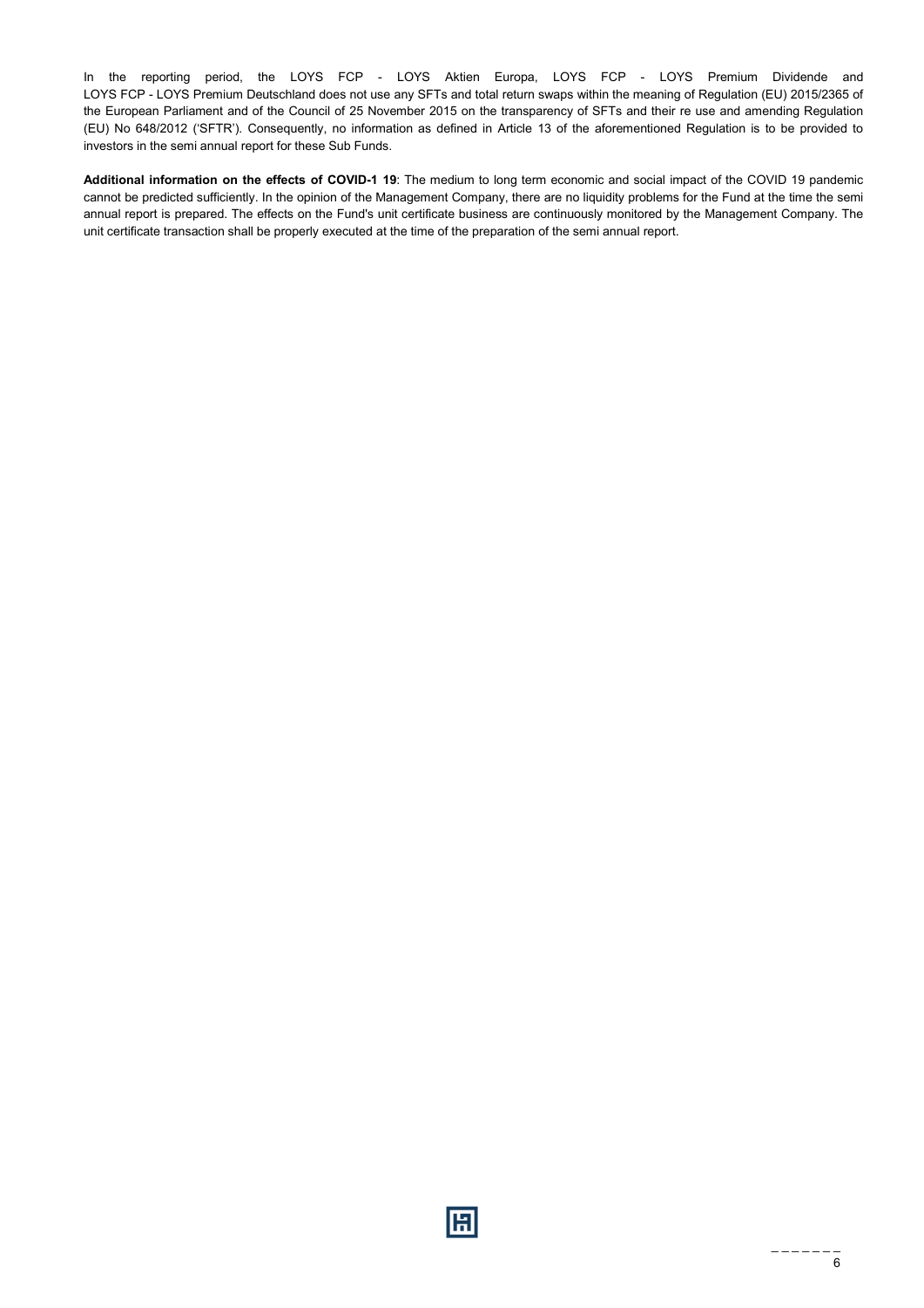In the reporting period, the LOYS FCP - LOYS Aktien Europa, LOYS FCP - LOYS Premium Dividende and LOYS FCP - LOYS Premium Deutschland does not use any SFTs and total return swaps within the meaning of Regulation (EU) 2015/2365 of the European Parliament and of the Council of 25 November 2015 on the transparency of SFTs and their re use and amending Regulation (EU) No 648/2012 ('SFTR'). Consequently, no information as defined in Article 13 of the aforementioned Regulation is to be provided to investors in the semi annual report for these Sub Funds.

**Additional information on the effects of COVID-1 19**: The medium to long term economic and social impact of the COVID 19 pandemic cannot be predicted sufficiently. In the opinion of the Management Company, there are no liquidity problems for the Fund at the time the semi annual report is prepared. The effects on the Fund's unit certificate business are continuously monitored by the Management Company. The unit certificate transaction shall be properly executed at the time of the preparation of the semi annual report.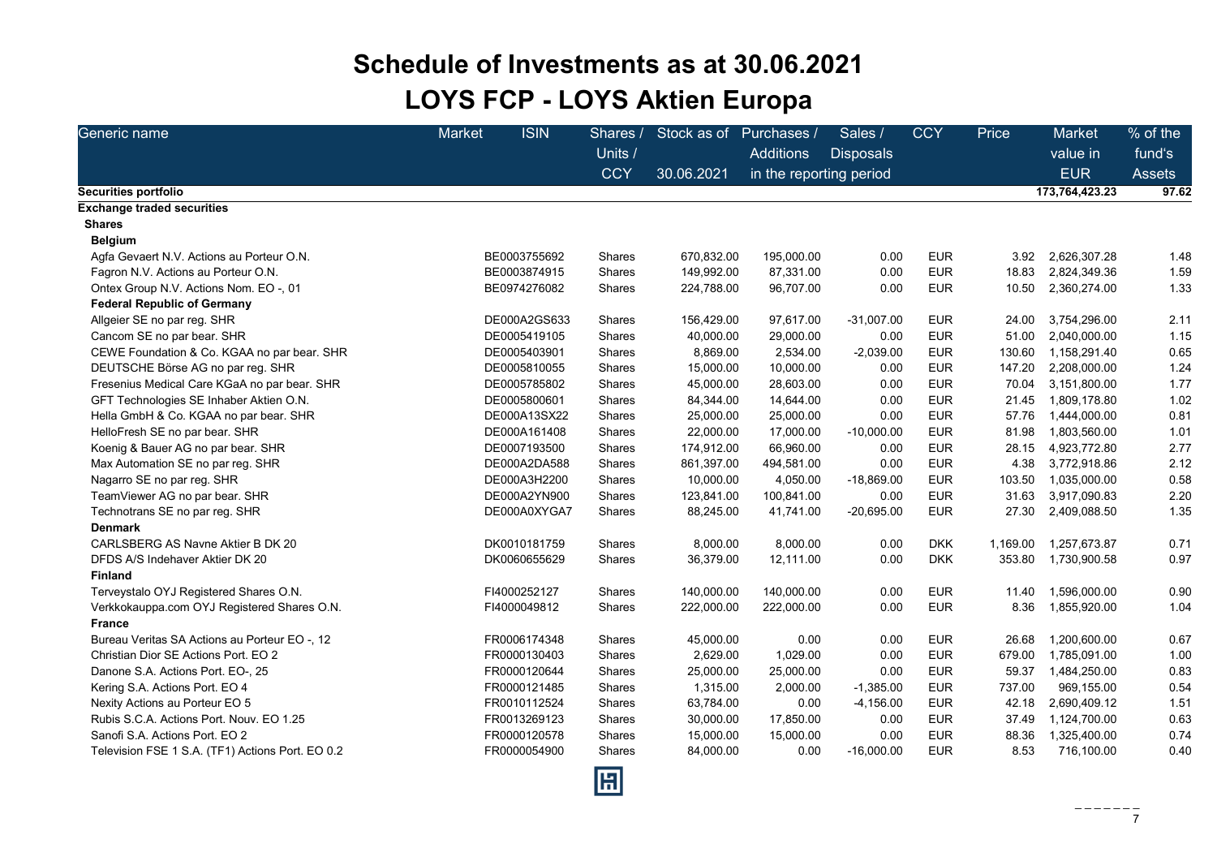# Schedule of Investments as at 30.06.2021

## LOYS FCP - LOYS Aktien Europa

| Generic name | Market | ISIN | Shares / Units / CCY | Stock as of 30.06.2021 | Purchases / Additions in the reporting period | Sales / Disposals in the reporting period | CCY | Price | Market value in EUR | % of the fund's Assets |
|---|---|---|---|---|---|---|---|---|---|---|
| **Securities portfolio** | | | | | | | | | **173,764,423.23** | **97.62** |
| **Exchange traded securities** | | | | | | | | | | |
| **Shares** | | | | | | | | | | |
| **Belgium** | | | | | | | | | | |
| Agfa Gevaert N.V. Actions au Porteur O.N. | | BE0003755692 | Shares | 670,832.00 | 195,000.00 | 0.00 | EUR | 3.92 | 2,626,307.28 | 1.48 |
| Fagron N.V. Actions au Porteur O.N. | | BE0003874915 | Shares | 149,992.00 | 87,331.00 | 0.00 | EUR | 18.83 | 2,824,349.36 | 1.59 |
| Ontex Group N.V. Actions Nom. EO -, 01 | | BE0974276082 | Shares | 224,788.00 | 96,707.00 | 0.00 | EUR | 10.50 | 2,360,274.00 | 1.33 |
| **Federal Republic of Germany** | | | | | | | | | | |
| Allgeier SE no par reg. SHR | | DE000A2GS633 | Shares | 156,429.00 | 97,617.00 | -31,007.00 | EUR | 24.00 | 3,754,296.00 | 2.11 |
| Cancom SE no par bear. SHR | | DE0005419105 | Shares | 40,000.00 | 29,000.00 | 0.00 | EUR | 51.00 | 2,040,000.00 | 1.15 |
| CEWE Foundation & Co. KGAA no par bear. SHR | | DE0005403901 | Shares | 8,869.00 | 2,534.00 | -2,039.00 | EUR | 130.60 | 1,158,291.40 | 0.65 |
| DEUTSCHE Börse AG no par reg. SHR | | DE0005810055 | Shares | 15,000.00 | 10,000.00 | 0.00 | EUR | 147.20 | 2,208,000.00 | 1.24 |
| Fresenius Medical Care KGaA no par bear. SHR | | DE0005785802 | Shares | 45,000.00 | 28,603.00 | 0.00 | EUR | 70.04 | 3,151,800.00 | 1.77 |
| GFT Technologies SE Inhaber Aktien O.N. | | DE0005800601 | Shares | 84,344.00 | 14,644.00 | 0.00 | EUR | 21.45 | 1,809,178.80 | 1.02 |
| Hella GmbH & Co. KGAA no par bear. SHR | | DE000A13SX22 | Shares | 25,000.00 | 25,000.00 | 0.00 | EUR | 57.76 | 1,444,000.00 | 0.81 |
| HelloFresh SE no par bear. SHR | | DE000A161408 | Shares | 22,000.00 | 17,000.00 | -10,000.00 | EUR | 81.98 | 1,803,560.00 | 1.01 |
| Koenig & Bauer AG no par bear. SHR | | DE0007193500 | Shares | 174,912.00 | 66,960.00 | 0.00 | EUR | 28.15 | 4,923,772.80 | 2.77 |
| Max Automation SE no par reg. SHR | | DE000A2DA588 | Shares | 861,397.00 | 494,581.00 | 0.00 | EUR | 4.38 | 3,772,918.86 | 2.12 |
| Nagarro SE no par reg. SHR | | DE000A3H2200 | Shares | 10,000.00 | 4,050.00 | -18,869.00 | EUR | 103.50 | 1,035,000.00 | 0.58 |
| TeamViewer AG no par bear. SHR | | DE000A2YN900 | Shares | 123,841.00 | 100,841.00 | 0.00 | EUR | 31.63 | 3,917,090.83 | 2.20 |
| Technotrans SE no par reg. SHR | | DE000A0XYGA7 | Shares | 88,245.00 | 41,741.00 | -20,695.00 | EUR | 27.30 | 2,409,088.50 | 1.35 |
| **Denmark** | | | | | | | | | | |
| CARLSBERG AS Navne Aktier B DK 20 | | DK0010181759 | Shares | 8,000.00 | 8,000.00 | 0.00 | DKK | 1,169.00 | 1,257,673.87 | 0.71 |
| DFDS A/S Indehaver Aktier DK 20 | | DK0060655629 | Shares | 36,379.00 | 12,111.00 | 0.00 | DKK | 353.80 | 1,730,900.58 | 0.97 |
| **Finland** | | | | | | | | | | |
| Terveystalo OYJ Registered Shares O.N. | | FI4000252127 | Shares | 140,000.00 | 140,000.00 | 0.00 | EUR | 11.40 | 1,596,000.00 | 0.90 |
| Verkkokauppa.com OYJ Registered Shares O.N. | | FI4000049812 | Shares | 222,000.00 | 222,000.00 | 0.00 | EUR | 8.36 | 1,855,920.00 | 1.04 |
| **France** | | | | | | | | | | |
| Bureau Veritas SA Actions au Porteur EO -, 12 | | FR0006174348 | Shares | 45,000.00 | 0.00 | 0.00 | EUR | 26.68 | 1,200,600.00 | 0.67 |
| Christian Dior SE Actions Port. EO 2 | | FR0000130403 | Shares | 2,629.00 | 1,029.00 | 0.00 | EUR | 679.00 | 1,785,091.00 | 1.00 |
| Danone S.A. Actions Port. EO-, 25 | | FR0000120644 | Shares | 25,000.00 | 25,000.00 | 0.00 | EUR | 59.37 | 1,484,250.00 | 0.83 |
| Kering S.A. Actions Port. EO 4 | | FR0000121485 | Shares | 1,315.00 | 2,000.00 | -1,385.00 | EUR | 737.00 | 969,155.00 | 0.54 |
| Nexity Actions au Porteur EO 5 | | FR0010112524 | Shares | 63,784.00 | 0.00 | -4,156.00 | EUR | 42.18 | 2,690,409.12 | 1.51 |
| Rubis S.C.A. Actions Port. Nouv. EO 1.25 | | FR0013269123 | Shares | 30,000.00 | 17,850.00 | 0.00 | EUR | 37.49 | 1,124,700.00 | 0.63 |
| Sanofi S.A. Actions Port. EO 2 | | FR0000120578 | Shares | 15,000.00 | 15,000.00 | 0.00 | EUR | 88.36 | 1,325,400.00 | 0.74 |
| Television FSE 1 S.A. (TF1) Actions Port. EO 0.2 | | FR0000054900 | Shares | 84,000.00 | 0.00 | -16,000.00 | EUR | 8.53 | 716,100.00 | 0.40 |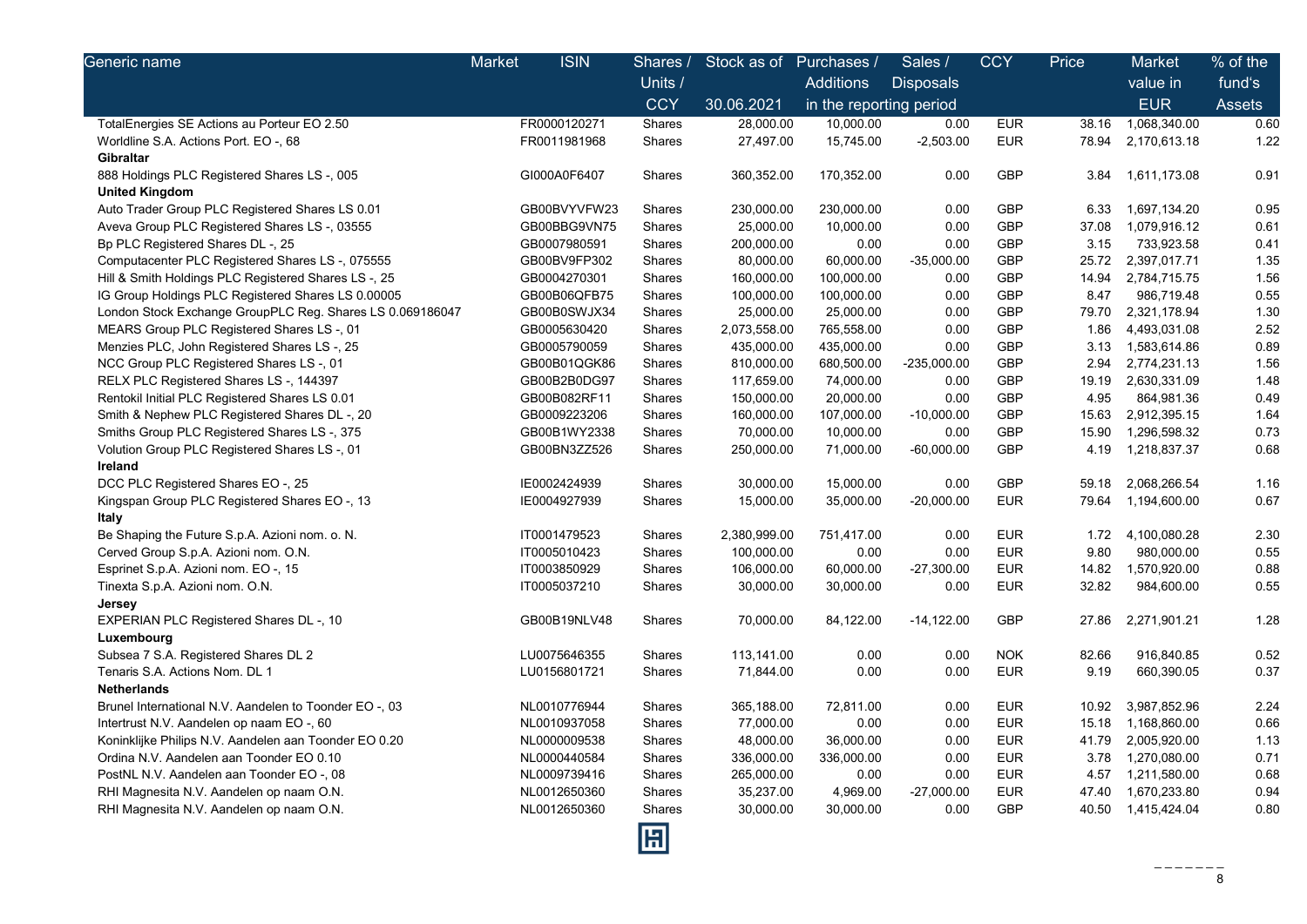| Generic name | Market | ISIN | Shares / Units / CCY | Stock as of 30.06.2021 | Purchases / Additions in the reporting period | Sales / Disposals | CCY | Price | Market value in EUR | % of the fund's Assets |
|---|---|---|---|---|---|---|---|---|---|---|
| TotalEnergies SE Actions au Porteur EO 2.50 | | FR0000120271 | Shares | 28,000.00 | 10,000.00 | 0.00 | EUR | 38.16 | 1,068,340.00 | 0.60 |
| Worldline S.A. Actions Port. EO -, 68 | | FR0011981968 | Shares | 27,497.00 | 15,745.00 | -2,503.00 | EUR | 78.94 | 2,170,613.18 | 1.22 |
| **Gibraltar** | | | | | | | | | | |
| 888 Holdings PLC Registered Shares LS -, 005 | | GI000A0F6407 | Shares | 360,352.00 | 170,352.00 | 0.00 | GBP | 3.84 | 1,611,173.08 | 0.91 |
| **United Kingdom** | | | | | | | | | | |
| Auto Trader Group PLC Registered Shares LS 0.01 | | GB00BVYVFW23 | Shares | 230,000.00 | 230,000.00 | 0.00 | GBP | 6.33 | 1,697,134.20 | 0.95 |
| Aveva Group PLC Registered Shares LS -, 03555 | | GB00BBG9VN75 | Shares | 25,000.00 | 10,000.00 | 0.00 | GBP | 37.08 | 1,079,916.12 | 0.61 |
| Bp PLC Registered Shares DL -, 25 | | GB0007980591 | Shares | 200,000.00 | 0.00 | 0.00 | GBP | 3.15 | 733,923.58 | 0.41 |
| Computacenter PLC Registered Shares LS -, 075555 | | GB00BV9FP302 | Shares | 80,000.00 | 60,000.00 | -35,000.00 | GBP | 25.72 | 2,397,017.71 | 1.35 |
| Hill & Smith Holdings PLC Registered Shares LS -, 25 | | GB0004270301 | Shares | 160,000.00 | 100,000.00 | 0.00 | GBP | 14.94 | 2,784,715.75 | 1.56 |
| IG Group Holdings PLC Registered Shares LS 0.00005 | | GB00B06QFB75 | Shares | 100,000.00 | 100,000.00 | 0.00 | GBP | 8.47 | 986,719.48 | 0.55 |
| London Stock Exchange GroupPLC Reg. Shares LS 0.069186047 | | GB00B0SWJX34 | Shares | 25,000.00 | 25,000.00 | 0.00 | GBP | 79.70 | 2,321,178.94 | 1.30 |
| MEARS Group PLC Registered Shares LS -, 01 | | GB0005630420 | Shares | 2,073,558.00 | 765,558.00 | 0.00 | GBP | 1.86 | 4,493,031.08 | 2.52 |
| Menzies PLC, John Registered Shares LS -, 25 | | GB0005790059 | Shares | 435,000.00 | 435,000.00 | 0.00 | GBP | 3.13 | 1,583,614.86 | 0.89 |
| NCC Group PLC Registered Shares LS -, 01 | | GB00B01QGK86 | Shares | 810,000.00 | 680,500.00 | -235,000.00 | GBP | 2.94 | 2,774,231.13 | 1.56 |
| RELX PLC Registered Shares LS -, 144397 | | GB00B2B0DG97 | Shares | 117,659.00 | 74,000.00 | 0.00 | GBP | 19.19 | 2,630,331.09 | 1.48 |
| Rentokil Initial PLC Registered Shares LS 0.01 | | GB00B082RF11 | Shares | 150,000.00 | 20,000.00 | 0.00 | GBP | 4.95 | 864,981.36 | 0.49 |
| Smith & Nephew PLC Registered Shares DL -, 20 | | GB0009223206 | Shares | 160,000.00 | 107,000.00 | -10,000.00 | GBP | 15.63 | 2,912,395.15 | 1.64 |
| Smiths Group PLC Registered Shares LS -, 375 | | GB00B1WY2338 | Shares | 70,000.00 | 10,000.00 | 0.00 | GBP | 15.90 | 1,296,598.32 | 0.73 |
| Volution Group PLC Registered Shares LS -, 01 | | GB00BN3ZZ526 | Shares | 250,000.00 | 71,000.00 | -60,000.00 | GBP | 4.19 | 1,218,837.37 | 0.68 |
| **Ireland** | | | | | | | | | | |
| DCC PLC Registered Shares EO -, 25 | | IE0002424939 | Shares | 30,000.00 | 15,000.00 | 0.00 | GBP | 59.18 | 2,068,266.54 | 1.16 |
| Kingspan Group PLC Registered Shares EO -, 13 | | IE0004927939 | Shares | 15,000.00 | 35,000.00 | -20,000.00 | EUR | 79.64 | 1,194,600.00 | 0.67 |
| **Italy** | | | | | | | | | | |
| Be Shaping the Future S.p.A. Azioni nom. o. N. | | IT0001479523 | Shares | 2,380,999.00 | 751,417.00 | 0.00 | EUR | 1.72 | 4,100,080.28 | 2.30 |
| Cerved Group S.p.A. Azioni nom. O.N. | | IT0005010423 | Shares | 100,000.00 | 0.00 | 0.00 | EUR | 9.80 | 980,000.00 | 0.55 |
| Esprinet S.p.A. Azioni nom. EO -, 15 | | IT0003850929 | Shares | 106,000.00 | 60,000.00 | -27,300.00 | EUR | 14.82 | 1,570,920.00 | 0.88 |
| Tinexta S.p.A. Azioni nom. O.N. | | IT0005037210 | Shares | 30,000.00 | 30,000.00 | 0.00 | EUR | 32.82 | 984,600.00 | 0.55 |
| **Jersey** | | | | | | | | | | |
| EXPERIAN PLC Registered Shares DL -, 10 | | GB00B19NLV48 | Shares | 70,000.00 | 84,122.00 | -14,122.00 | GBP | 27.86 | 2,271,901.21 | 1.28 |
| **Luxembourg** | | | | | | | | | | |
| Subsea 7 S.A. Registered Shares DL 2 | | LU0075646355 | Shares | 113,141.00 | 0.00 | 0.00 | NOK | 82.66 | 916,840.85 | 0.52 |
| Tenaris S.A. Actions Nom. DL 1 | | LU0156801721 | Shares | 71,844.00 | 0.00 | 0.00 | EUR | 9.19 | 660,390.05 | 0.37 |
| **Netherlands** | | | | | | | | | | |
| Brunel International N.V. Aandelen to Toonder EO -, 03 | | NL0010776944 | Shares | 365,188.00 | 72,811.00 | 0.00 | EUR | 10.92 | 3,987,852.96 | 2.24 |
| Intertrust N.V. Aandelen op naam EO -, 60 | | NL0010937058 | Shares | 77,000.00 | 0.00 | 0.00 | EUR | 15.18 | 1,168,860.00 | 0.66 |
| Koninklijke Philips N.V. Aandelen aan Toonder EO 0.20 | | NL0000009538 | Shares | 48,000.00 | 36,000.00 | 0.00 | EUR | 41.79 | 2,005,920.00 | 1.13 |
| Ordina N.V. Aandelen aan Toonder EO 0.10 | | NL0000440584 | Shares | 336,000.00 | 336,000.00 | 0.00 | EUR | 3.78 | 1,270,080.00 | 0.71 |
| PostNL N.V. Aandelen aan Toonder EO -, 08 | | NL0009739416 | Shares | 265,000.00 | 0.00 | 0.00 | EUR | 4.57 | 1,211,580.00 | 0.68 |
| RHI Magnesita N.V. Aandelen op naam O.N. | | NL0012650360 | Shares | 35,237.00 | 4,969.00 | -27,000.00 | EUR | 47.40 | 1,670,233.80 | 0.94 |
| RHI Magnesita N.V. Aandelen op naam O.N. | | NL0012650360 | Shares | 30,000.00 | 30,000.00 | 0.00 | GBP | 40.50 | 1,415,424.04 | 0.80 |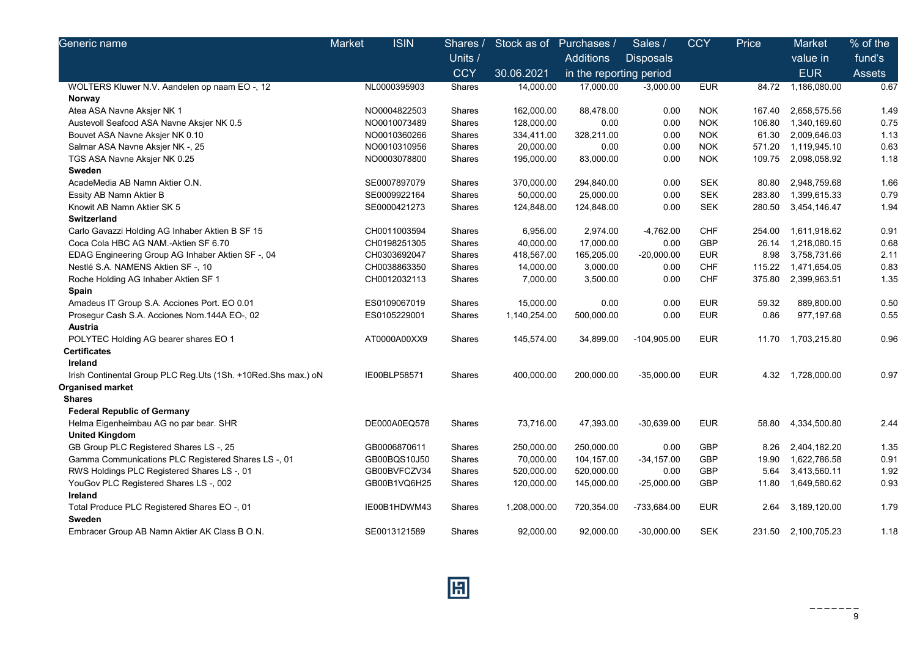| Generic name | Market | ISIN | Shares / Units / CCY | Stock as of 30.06.2021 | Purchases / Additions in the reporting period | Sales / Disposals | CCY | Price | Market value in EUR | % of the fund's Assets |
|---|---|---|---|---|---|---|---|---|---|---|
| WOLTERS Kluwer N.V. Aandelen op naam EO -, 12 | | NL0000395903 | Shares | 14,000.00 | 17,000.00 | -3,000.00 | EUR | 84.72 | 1,186,080.00 | 0.67 |
| **Norway** | | | | | | | | | | |
| Atea ASA Navne Aksjer NK 1 | | NO0004822503 | Shares | 162,000.00 | 88,478.00 | 0.00 | NOK | 167.40 | 2,658,575.56 | 1.49 |
| Austevoll Seafood ASA Navne Aksjer NK 0.5 | | NO0010073489 | Shares | 128,000.00 | 0.00 | 0.00 | NOK | 106.80 | 1,340,169.60 | 0.75 |
| Bouvet ASA Navne Aksjer NK 0.10 | | NO0010360266 | Shares | 334,411.00 | 328,211.00 | 0.00 | NOK | 61.30 | 2,009,646.03 | 1.13 |
| Salmar ASA Navne Aksjer NK -, 25 | | NO0010310956 | Shares | 20,000.00 | 0.00 | 0.00 | NOK | 571.20 | 1,119,945.10 | 0.63 |
| TGS ASA Navne Aksjer NK 0.25 | | NO0003078800 | Shares | 195,000.00 | 83,000.00 | 0.00 | NOK | 109.75 | 2,098,058.92 | 1.18 |
| **Sweden** | | | | | | | | | | |
| AcadeMedia AB Namn Aktier O.N. | | SE0007897079 | Shares | 370,000.00 | 294,840.00 | 0.00 | SEK | 80.80 | 2,948,759.68 | 1.66 |
| Essity AB Namn Aktier B | | SE0009922164 | Shares | 50,000.00 | 25,000.00 | 0.00 | SEK | 283.80 | 1,399,615.33 | 0.79 |
| Knowit AB Namn Aktier SK 5 | | SE0000421273 | Shares | 124,848.00 | 124,848.00 | 0.00 | SEK | 280.50 | 3,454,146.47 | 1.94 |
| **Switzerland** | | | | | | | | | | |
| Carlo Gavazzi Holding AG Inhaber Aktien B SF 15 | | CH0011003594 | Shares | 6,956.00 | 2,974.00 | -4,762.00 | CHF | 254.00 | 1,611,918.62 | 0.91 |
| Coca Cola HBC AG NAM.-Aktien SF 6.70 | | CH0198251305 | Shares | 40,000.00 | 17,000.00 | 0.00 | GBP | 26.14 | 1,218,080.15 | 0.68 |
| EDAG Engineering Group AG Inhaber Aktien SF -, 04 | | CH0303692047 | Shares | 418,567.00 | 165,205.00 | -20,000.00 | EUR | 8.98 | 3,758,731.66 | 2.11 |
| Nestlé S.A. NAMENS Aktien SF -, 10 | | CH0038863350 | Shares | 14,000.00 | 3,000.00 | 0.00 | CHF | 115.22 | 1,471,654.05 | 0.83 |
| Roche Holding AG Inhaber Aktien SF 1 | | CH0012032113 | Shares | 7,000.00 | 3,500.00 | 0.00 | CHF | 375.80 | 2,399,963.51 | 1.35 |
| **Spain** | | | | | | | | | | |
| Amadeus IT Group S.A. Acciones Port. EO 0.01 | | ES0109067019 | Shares | 15,000.00 | 0.00 | 0.00 | EUR | 59.32 | 889,800.00 | 0.50 |
| Prosegur Cash S.A. Acciones Nom.144A EO-, 02 | | ES0105229001 | Shares | 1,140,254.00 | 500,000.00 | 0.00 | EUR | 0.86 | 977,197.68 | 0.55 |
| **Austria** | | | | | | | | | | |
| POLYTEC Holding AG bearer shares EO 1 | | AT0000A00XX9 | Shares | 145,574.00 | 34,899.00 | -104,905.00 | EUR | 11.70 | 1,703,215.80 | 0.96 |
| **Certificates** | | | | | | | | | | |
| **Ireland** | | | | | | | | | | |
| Irish Continental Group PLC Reg.Uts (1Sh. +10Red.Shs max.) oN | | IE00BLP58571 | Shares | 400,000.00 | 200,000.00 | -35,000.00 | EUR | 4.32 | 1,728,000.00 | 0.97 |
| **Organised market** | | | | | | | | | | |
| **Shares** | | | | | | | | | | |
| **Federal Republic of Germany** | | | | | | | | | | |
| Helma Eigenheimbau AG no par bear. SHR | | DE000A0EQ578 | Shares | 73,716.00 | 47,393.00 | -30,639.00 | EUR | 58.80 | 4,334,500.80 | 2.44 |
| **United Kingdom** | | | | | | | | | | |
| GB Group PLC Registered Shares LS -, 25 | | GB0006870611 | Shares | 250,000.00 | 250,000.00 | 0.00 | GBP | 8.26 | 2,404,182.20 | 1.35 |
| Gamma Communications PLC Registered Shares LS -, 01 | | GB00BQS10J50 | Shares | 70,000.00 | 104,157.00 | -34,157.00 | GBP | 19.90 | 1,622,786.58 | 0.91 |
| RWS Holdings PLC Registered Shares LS -, 01 | | GB00BVFCZV34 | Shares | 520,000.00 | 520,000.00 | 0.00 | GBP | 5.64 | 3,413,560.11 | 1.92 |
| YouGov PLC Registered Shares LS -, 002 | | GB00B1VQ6H25 | Shares | 120,000.00 | 145,000.00 | -25,000.00 | GBP | 11.80 | 1,649,580.62 | 0.93 |
| **Ireland** | | | | | | | | | | |
| Total Produce PLC Registered Shares EO -, 01 | | IE00B1HDWM43 | Shares | 1,208,000.00 | 720,354.00 | -733,684.00 | EUR | 2.64 | 3,189,120.00 | 1.79 |
| **Sweden** | | | | | | | | | | |
| Embracer Group AB Namn Aktier AK Class B O.N. | | SE0013121589 | Shares | 92,000.00 | 92,000.00 | -30,000.00 | SEK | 231.50 | 2,100,705.23 | 1.18 |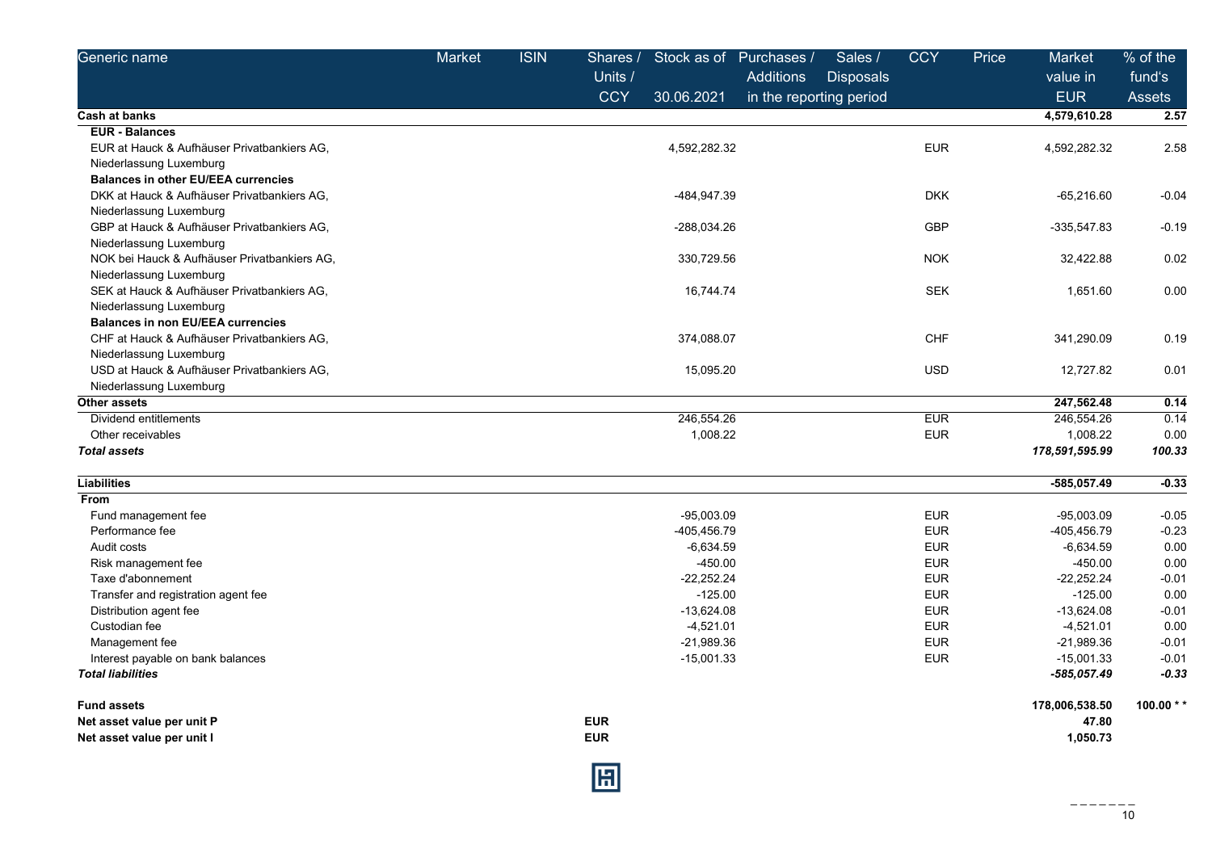| Generic name | Market | ISIN | Shares / Units / CCY | Stock as of 30.06.2021 | Purchases / Additions | Sales / Disposals | CCY | Price | Market value in EUR | % of the fund's Assets |
|---|---|---|---|---|---|---|---|---|---|---|
| | | | | | in the reporting period | | | | | |
| **Cash at banks** | | | | | | | | | **4,579,610.28** | **2.57** |
| **EUR - Balances** | | | | | | | | | | |
| EUR at Hauck & Aufhäuser Privatbankiers AG, Niederlassung Luxemburg | | | | 4,592,282.32 | | | EUR | | 4,592,282.32 | 2.58 |
| **Balances in other EU/EEA currencies** | | | | | | | | | | |
| DKK at Hauck & Aufhäuser Privatbankiers AG, Niederlassung Luxemburg | | | | -484,947.39 | | | DKK | | -65,216.60 | -0.04 |
| GBP at Hauck & Aufhäuser Privatbankiers AG, Niederlassung Luxemburg | | | | -288,034.26 | | | GBP | | -335,547.83 | -0.19 |
| NOK bei Hauck & Aufhäuser Privatbankiers AG, Niederlassung Luxemburg | | | | 330,729.56 | | | NOK | | 32,422.88 | 0.02 |
| SEK at Hauck & Aufhäuser Privatbankiers AG, Niederlassung Luxemburg | | | | 16,744.74 | | | SEK | | 1,651.60 | 0.00 |
| **Balances in non EU/EEA currencies** | | | | | | | | | | |
| CHF at Hauck & Aufhäuser Privatbankiers AG, Niederlassung Luxemburg | | | | 374,088.07 | | | CHF | | 341,290.09 | 0.19 |
| USD at Hauck & Aufhäuser Privatbankiers AG, Niederlassung Luxemburg | | | | 15,095.20 | | | USD | | 12,727.82 | 0.01 |
| **Other assets** | | | | | | | | | **247,562.48** | **0.14** |
| Dividend entitlements | | | | 246,554.26 | | | EUR | | 246,554.26 | 0.14 |
| Other receivables | | | | 1,008.22 | | | EUR | | 1,008.22 | 0.00 |
| ***Total assets*** | | | | | | | | | ***178,591,595.99*** | ***100.33*** |
| **Liabilities** | | | | | | | | | **-585,057.49** | **-0.33** |
| **From** | | | | | | | | | | |
| Fund management fee | | | | -95,003.09 | | | EUR | | -95,003.09 | -0.05 |
| Performance fee | | | | -405,456.79 | | | EUR | | -405,456.79 | -0.23 |
| Audit costs | | | | -6,634.59 | | | EUR | | -6,634.59 | 0.00 |
| Risk management fee | | | | -450.00 | | | EUR | | -450.00 | 0.00 |
| Taxe d'abonnement | | | | -22,252.24 | | | EUR | | -22,252.24 | -0.01 |
| Transfer and registration agent fee | | | | -125.00 | | | EUR | | -125.00 | 0.00 |
| Distribution agent fee | | | | -13,624.08 | | | EUR | | -13,624.08 | -0.01 |
| Custodian fee | | | | -4,521.01 | | | EUR | | -4,521.01 | 0.00 |
| Management fee | | | | -21,989.36 | | | EUR | | -21,989.36 | -0.01 |
| Interest payable on bank balances | | | | -15,001.33 | | | EUR | | -15,001.33 | -0.01 |
| ***Total liabilities*** | | | | | | | | | ***-585,057.49*** | ***-0.33*** |
| **Fund assets** | | | | | | | | | **178,006,538.50** | **100.00 \* \*** |
| **Net asset value per unit P** | | | **EUR** | | | | | | **47.80** | |
| **Net asset value per unit I** | | | **EUR** | | | | | | **1,050.73** | |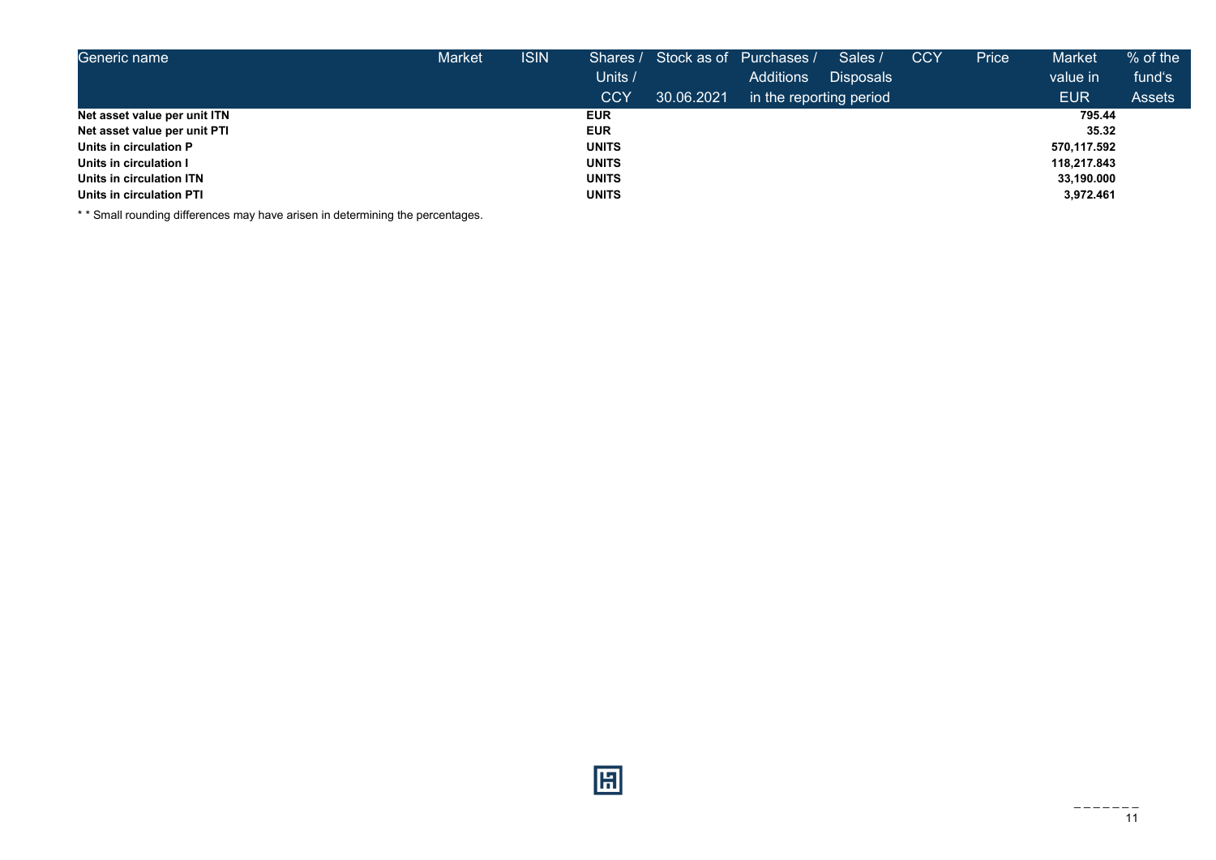| Generic name | Market | ISIN | Shares / Units / CCY | Stock as of 30.06.2021 | Purchases / Additions | Sales / Disposals | CCY | Price | Market value in EUR | % of the fund's Assets |
|---|---|---|---|---|---|---|---|---|---|---|
| | | | | | in the reporting period | | | | | |
| **Net asset value per unit ITN** | | | **EUR** | | | | | | **795.44** | |
| **Net asset value per unit PTI** | | | **EUR** | | | | | | **35.32** | |
| **Units in circulation P** | | | **UNITS** | | | | | | **570,117.592** | |
| **Units in circulation I** | | | **UNITS** | | | | | | **118,217.843** | |
| **Units in circulation ITN** | | | **UNITS** | | | | | | **33,190.000** | |
| **Units in circulation PTI** | | | **UNITS** | | | | | | **3,972.461** | |

* * Small rounding differences may have arisen in determining the percentages.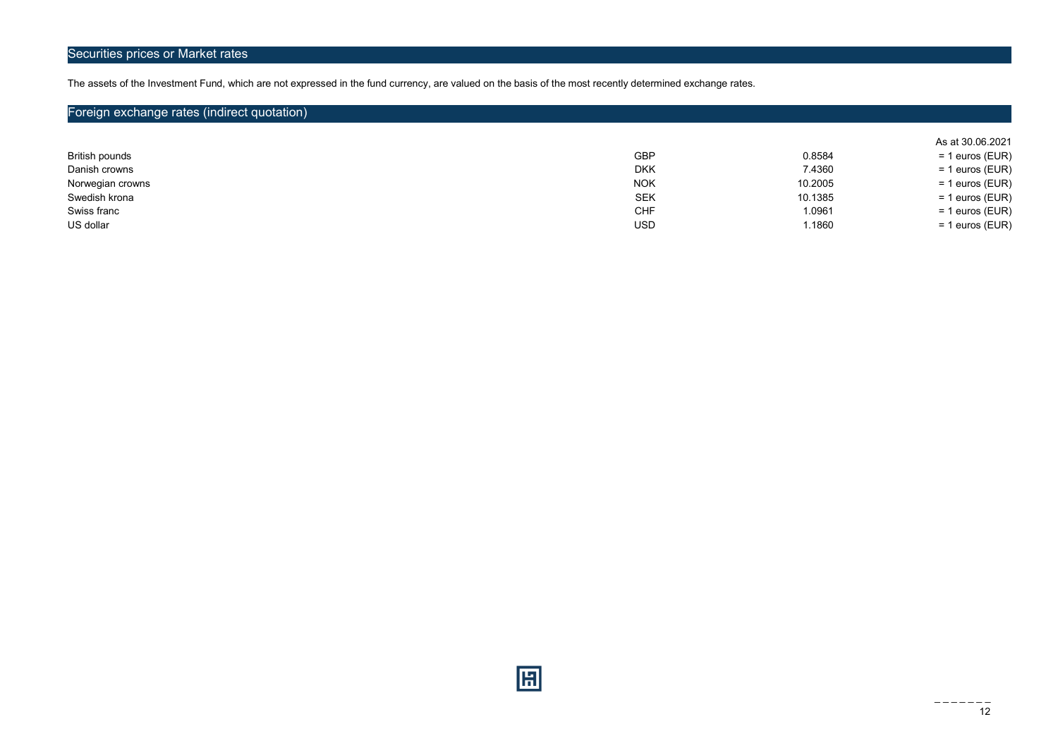## Securities prices or Market rates

The assets of the Investment Fund, which are not expressed in the fund currency, are valued on the basis of the most recently determined exchange rates.

## Foreign exchange rates (indirect quotation)

| | | | As at 30.06.2021 |
|---|---|---|---|
| British pounds | GBP | 0.8584 | = 1 euros (EUR) |
| Danish crowns | DKK | 7.4360 | = 1 euros (EUR) |
| Norwegian crowns | NOK | 10.2005 | = 1 euros (EUR) |
| Swedish krona | SEK | 10.1385 | = 1 euros (EUR) |
| Swiss franc | CHF | 1.0961 | = 1 euros (EUR) |
| US dollar | USD | 1.1860 | = 1 euros (EUR) |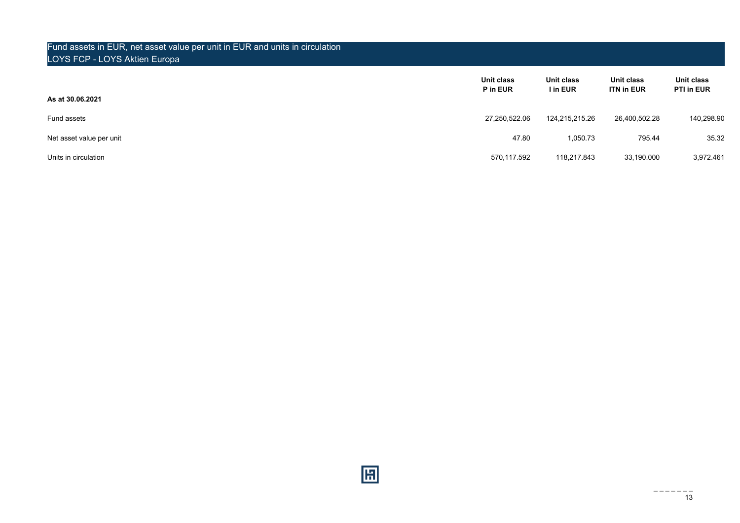## Fund assets in EUR, net asset value per unit in EUR and units in circulation
LOYS FCP - LOYS Aktien Europa

| **As at 30.06.2021** | **Unit class P in EUR** | **Unit class I in EUR** | **Unit class ITN in EUR** | **Unit class PTI in EUR** |
|---|---|---|---|---|
| Fund assets | 27,250,522.06 | 124,215,215.26 | 26,400,502.28 | 140,298.90 |
| Net asset value per unit | 47.80 | 1,050.73 | 795.44 | 35.32 |
| Units in circulation | 570,117.592 | 118,217.843 | 33,190.000 | 3,972.461 |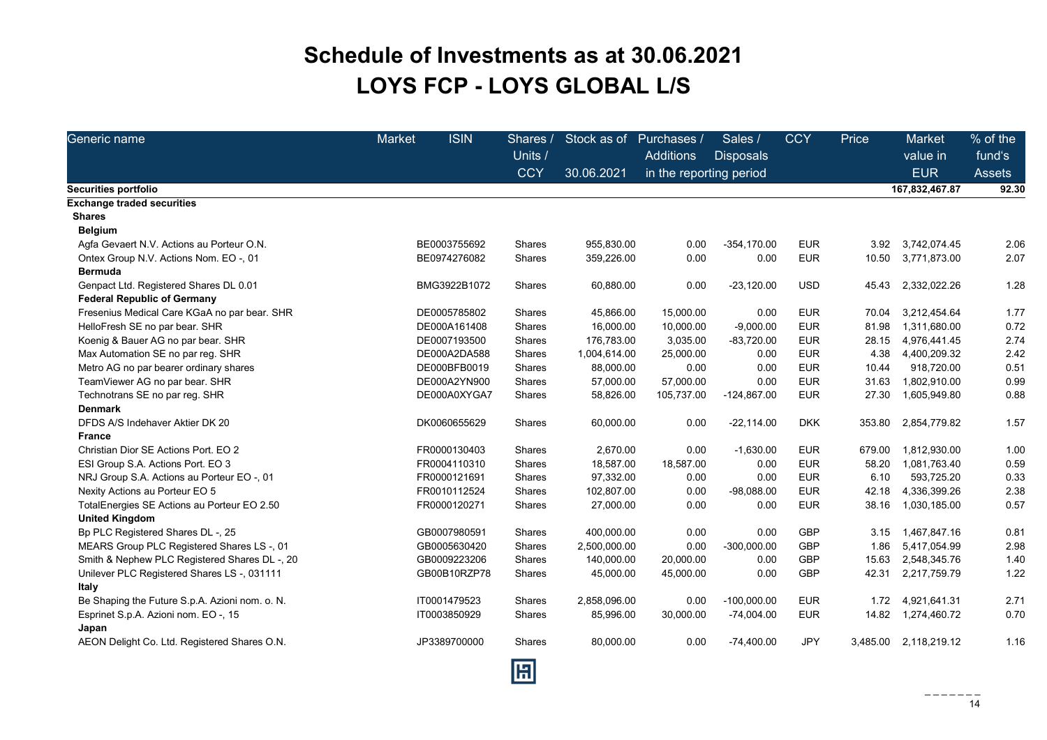# Schedule of Investments as at 30.06.2021

# LOYS FCP - LOYS GLOBAL L/S

| Generic name | Market | ISIN | Shares / Units / CCY | Stock as of 30.06.2021 | Purchases / Additions | Sales / Disposals | CCY | Price | Market value in EUR | % of the fund's Assets |
|---|---|---|---|---|---|---|---|---|---|---|
| | | | | | in the reporting period | | | | | |
| **Securities portfolio** | | | | | | | | | **167,832,467.87** | **92.30** |
| **Exchange traded securities** | | | | | | | | | | |
| **Shares** | | | | | | | | | | |
| **Belgium** | | | | | | | | | | |
| Agfa Gevaert N.V. Actions au Porteur O.N. | | BE0003755692 | Shares | 955,830.00 | 0.00 | -354,170.00 | EUR | 3.92 | 3,742,074.45 | 2.06 |
| Ontex Group N.V. Actions Nom. EO -, 01 | | BE0974276082 | Shares | 359,226.00 | 0.00 | 0.00 | EUR | 10.50 | 3,771,873.00 | 2.07 |
| **Bermuda** | | | | | | | | | | |
| Genpact Ltd. Registered Shares DL 0.01 | | BMG3922B1072 | Shares | 60,880.00 | 0.00 | -23,120.00 | USD | 45.43 | 2,332,022.26 | 1.28 |
| **Federal Republic of Germany** | | | | | | | | | | |
| Fresenius Medical Care KGaA no par bear. SHR | | DE0005785802 | Shares | 45,866.00 | 15,000.00 | 0.00 | EUR | 70.04 | 3,212,454.64 | 1.77 |
| HelloFresh SE no par bear. SHR | | DE000A161408 | Shares | 16,000.00 | 10,000.00 | -9,000.00 | EUR | 81.98 | 1,311,680.00 | 0.72 |
| Koenig & Bauer AG no par bear. SHR | | DE0007193500 | Shares | 176,783.00 | 3,035.00 | -83,720.00 | EUR | 28.15 | 4,976,441.45 | 2.74 |
| Max Automation SE no par reg. SHR | | DE000A2DA588 | Shares | 1,004,614.00 | 25,000.00 | 0.00 | EUR | 4.38 | 4,400,209.32 | 2.42 |
| Metro AG no par bearer ordinary shares | | DE000BFB0019 | Shares | 88,000.00 | 0.00 | 0.00 | EUR | 10.44 | 918,720.00 | 0.51 |
| TeamViewer AG no par bear. SHR | | DE000A2YN900 | Shares | 57,000.00 | 57,000.00 | 0.00 | EUR | 31.63 | 1,802,910.00 | 0.99 |
| Technotrans SE no par reg. SHR | | DE000A0XYGA7 | Shares | 58,826.00 | 105,737.00 | -124,867.00 | EUR | 27.30 | 1,605,949.80 | 0.88 |
| **Denmark** | | | | | | | | | | |
| DFDS A/S Indehaver Aktier DK 20 | | DK0060655629 | Shares | 60,000.00 | 0.00 | -22,114.00 | DKK | 353.80 | 2,854,779.82 | 1.57 |
| **France** | | | | | | | | | | |
| Christian Dior SE Actions Port. EO 2 | | FR0000130403 | Shares | 2,670.00 | 0.00 | -1,630.00 | EUR | 679.00 | 1,812,930.00 | 1.00 |
| ESI Group S.A. Actions Port. EO 3 | | FR0004110310 | Shares | 18,587.00 | 18,587.00 | 0.00 | EUR | 58.20 | 1,081,763.40 | 0.59 |
| NRJ Group S.A. Actions au Porteur EO -, 01 | | FR0000121691 | Shares | 97,332.00 | 0.00 | 0.00 | EUR | 6.10 | 593,725.20 | 0.33 |
| Nexity Actions au Porteur EO 5 | | FR0010112524 | Shares | 102,807.00 | 0.00 | -98,088.00 | EUR | 42.18 | 4,336,399.26 | 2.38 |
| TotalEnergies SE Actions au Porteur EO 2.50 | | FR0000120271 | Shares | 27,000.00 | 0.00 | 0.00 | EUR | 38.16 | 1,030,185.00 | 0.57 |
| **United Kingdom** | | | | | | | | | | |
| Bp PLC Registered Shares DL -, 25 | | GB0007980591 | Shares | 400,000.00 | 0.00 | 0.00 | GBP | 3.15 | 1,467,847.16 | 0.81 |
| MEARS Group PLC Registered Shares LS -, 01 | | GB0005630420 | Shares | 2,500,000.00 | 0.00 | -300,000.00 | GBP | 1.86 | 5,417,054.99 | 2.98 |
| Smith & Nephew PLC Registered Shares DL -, 20 | | GB0009223206 | Shares | 140,000.00 | 20,000.00 | 0.00 | GBP | 15.63 | 2,548,345.76 | 1.40 |
| Unilever PLC Registered Shares LS -, 031111 | | GB00B10RZP78 | Shares | 45,000.00 | 45,000.00 | 0.00 | GBP | 42.31 | 2,217,759.79 | 1.22 |
| **Italy** | | | | | | | | | | |
| Be Shaping the Future S.p.A. Azioni nom. o. N. | | IT0001479523 | Shares | 2,858,096.00 | 0.00 | -100,000.00 | EUR | 1.72 | 4,921,641.31 | 2.71 |
| Esprinet S.p.A. Azioni nom. EO -, 15 | | IT0003850929 | Shares | 85,996.00 | 30,000.00 | -74,004.00 | EUR | 14.82 | 1,274,460.72 | 0.70 |
| **Japan** | | | | | | | | | | |
| AEON Delight Co. Ltd. Registered Shares O.N. | | JP3389700000 | Shares | 80,000.00 | 0.00 | -74,400.00 | JPY | 3,485.00 | 2,118,219.12 | 1.16 |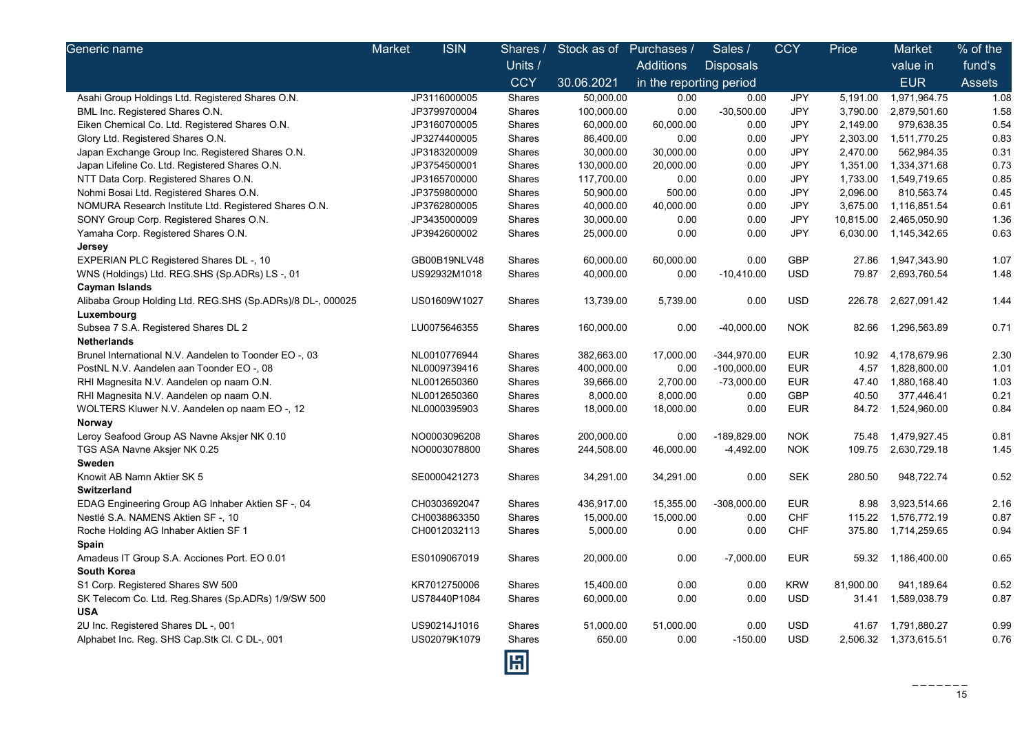| Generic name | Market | ISIN | Shares / Units / CCY | Stock as of 30.06.2021 | Purchases / Additions | Sales / Disposals | CCY | Price | Market value in EUR | % of the fund's Assets |
|---|---|---|---|---|---|---|---|---|---|---|
| | | | | | in the reporting period | | | | | |
| Asahi Group Holdings Ltd. Registered Shares O.N. | | JP3116000005 | Shares | 50,000.00 | 0.00 | 0.00 | JPY | 5,191.00 | 1,971,964.75 | 1.08 |
| BML Inc. Registered Shares O.N. | | JP3799700004 | Shares | 100,000.00 | 0.00 | -30,500.00 | JPY | 3,790.00 | 2,879,501.60 | 1.58 |
| Eiken Chemical Co. Ltd. Registered Shares O.N. | | JP3160700005 | Shares | 60,000.00 | 60,000.00 | 0.00 | JPY | 2,149.00 | 979,638.35 | 0.54 |
| Glory Ltd. Registered Shares O.N. | | JP3274400005 | Shares | 86,400.00 | 0.00 | 0.00 | JPY | 2,303.00 | 1,511,770.25 | 0.83 |
| Japan Exchange Group Inc. Registered Shares O.N. | | JP3183200009 | Shares | 30,000.00 | 30,000.00 | 0.00 | JPY | 2,470.00 | 562,984.35 | 0.31 |
| Japan Lifeline Co. Ltd. Registered Shares O.N. | | JP3754500001 | Shares | 130,000.00 | 20,000.00 | 0.00 | JPY | 1,351.00 | 1,334,371.68 | 0.73 |
| NTT Data Corp. Registered Shares O.N. | | JP3165700000 | Shares | 117,700.00 | 0.00 | 0.00 | JPY | 1,733.00 | 1,549,719.65 | 0.85 |
| Nohmi Bosai Ltd. Registered Shares O.N. | | JP3759800000 | Shares | 50,900.00 | 500.00 | 0.00 | JPY | 2,096.00 | 810,563.74 | 0.45 |
| NOMURA Research Institute Ltd. Registered Shares O.N. | | JP3762800005 | Shares | 40,000.00 | 40,000.00 | 0.00 | JPY | 3,675.00 | 1,116,851.54 | 0.61 |
| SONY Group Corp. Registered Shares O.N. | | JP3435000009 | Shares | 30,000.00 | 0.00 | 0.00 | JPY | 10,815.00 | 2,465,050.90 | 1.36 |
| Yamaha Corp. Registered Shares O.N. | | JP3942600002 | Shares | 25,000.00 | 0.00 | 0.00 | JPY | 6,030.00 | 1,145,342.65 | 0.63 |
| **Jersey** | | | | | | | | | | |
| EXPERIAN PLC Registered Shares DL -, 10 | | GB00B19NLV48 | Shares | 60,000.00 | 60,000.00 | 0.00 | GBP | 27.86 | 1,947,343.90 | 1.07 |
| WNS (Holdings) Ltd. REG.SHS (Sp.ADRs) LS -, 01 | | US92932M1018 | Shares | 40,000.00 | 0.00 | -10,410.00 | USD | 79.87 | 2,693,760.54 | 1.48 |
| **Cayman Islands** | | | | | | | | | | |
| Alibaba Group Holding Ltd. REG.SHS (Sp.ADRs)/8 DL-, 000025 | | US01609W1027 | Shares | 13,739.00 | 5,739.00 | 0.00 | USD | 226.78 | 2,627,091.42 | 1.44 |
| **Luxembourg** | | | | | | | | | | |
| Subsea 7 S.A. Registered Shares DL 2 | | LU0075646355 | Shares | 160,000.00 | 0.00 | -40,000.00 | NOK | 82.66 | 1,296,563.89 | 0.71 |
| **Netherlands** | | | | | | | | | | |
| Brunel International N.V. Aandelen to Toonder EO -, 03 | | NL0010776944 | Shares | 382,663.00 | 17,000.00 | -344,970.00 | EUR | 10.92 | 4,178,679.96 | 2.30 |
| PostNL N.V. Aandelen aan Toonder EO -, 08 | | NL0009739416 | Shares | 400,000.00 | 0.00 | -100,000.00 | EUR | 4.57 | 1,828,800.00 | 1.01 |
| RHI Magnesita N.V. Aandelen op naam O.N. | | NL0012650360 | Shares | 39,666.00 | 2,700.00 | -73,000.00 | EUR | 47.40 | 1,880,168.40 | 1.03 |
| RHI Magnesita N.V. Aandelen op naam O.N. | | NL0012650360 | Shares | 8,000.00 | 8,000.00 | 0.00 | GBP | 40.50 | 377,446.41 | 0.21 |
| WOLTERS Kluwer N.V. Aandelen op naam EO -, 12 | | NL0000395903 | Shares | 18,000.00 | 18,000.00 | 0.00 | EUR | 84.72 | 1,524,960.00 | 0.84 |
| **Norway** | | | | | | | | | | |
| Leroy Seafood Group AS Navne Aksjer NK 0.10 | | NO0003096208 | Shares | 200,000.00 | 0.00 | -189,829.00 | NOK | 75.48 | 1,479,927.45 | 0.81 |
| TGS ASA Navne Aksjer NK 0.25 | | NO0003078800 | Shares | 244,508.00 | 46,000.00 | -4,492.00 | NOK | 109.75 | 2,630,729.18 | 1.45 |
| **Sweden** | | | | | | | | | | |
| Knowit AB Namn Aktier SK 5 | | SE0000421273 | Shares | 34,291.00 | 34,291.00 | 0.00 | SEK | 280.50 | 948,722.74 | 0.52 |
| **Switzerland** | | | | | | | | | | |
| EDAG Engineering Group AG Inhaber Aktien SF -, 04 | | CH0303692047 | Shares | 436,917.00 | 15,355.00 | -308,000.00 | EUR | 8.98 | 3,923,514.66 | 2.16 |
| Nestlé S.A. NAMENS Aktien SF -, 10 | | CH0038863350 | Shares | 15,000.00 | 15,000.00 | 0.00 | CHF | 115.22 | 1,576,772.19 | 0.87 |
| Roche Holding AG Inhaber Aktien SF 1 | | CH0012032113 | Shares | 5,000.00 | 0.00 | 0.00 | CHF | 375.80 | 1,714,259.65 | 0.94 |
| **Spain** | | | | | | | | | | |
| Amadeus IT Group S.A. Acciones Port. EO 0.01 | | ES0109067019 | Shares | 20,000.00 | 0.00 | -7,000.00 | EUR | 59.32 | 1,186,400.00 | 0.65 |
| **South Korea** | | | | | | | | | | |
| S1 Corp. Registered Shares SW 500 | | KR7012750006 | Shares | 15,400.00 | 0.00 | 0.00 | KRW | 81,900.00 | 941,189.64 | 0.52 |
| SK Telecom Co. Ltd. Reg.Shares (Sp.ADRs) 1/9/SW 500 | | US78440P1084 | Shares | 60,000.00 | 0.00 | 0.00 | USD | 31.41 | 1,589,038.79 | 0.87 |
| **USA** | | | | | | | | | | |
| 2U Inc. Registered Shares DL -, 001 | | US90214J1016 | Shares | 51,000.00 | 51,000.00 | 0.00 | USD | 41.67 | 1,791,880.27 | 0.99 |
| Alphabet Inc. Reg. SHS Cap.Stk Cl. C DL-, 001 | | US02079K1079 | Shares | 650.00 | 0.00 | -150.00 | USD | 2,506.32 | 1,373,615.51 | 0.76 |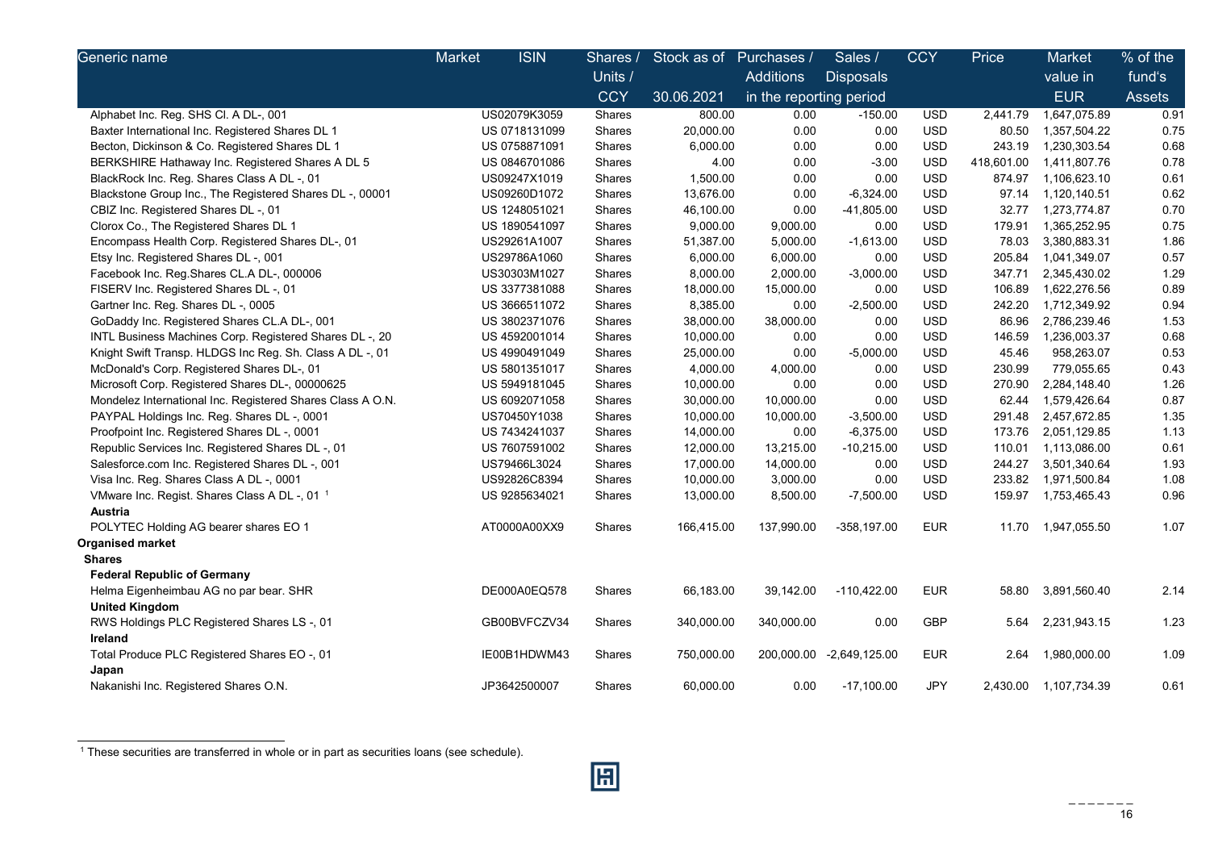| Generic name | Market | ISIN | Shares / Units / CCY | Stock as of 30.06.2021 | Purchases / Additions in the reporting period | Sales / Disposals in the reporting period | CCY | Price | Market value in EUR | % of the fund's Assets |
|---|---|---|---|---|---|---|---|---|---|---|
| Alphabet Inc. Reg. SHS Cl. A DL-, 001 | | US02079K3059 | Shares | 800.00 | 0.00 | -150.00 | USD | 2,441.79 | 1,647,075.89 | 0.91 |
| Baxter International Inc. Registered Shares DL 1 | | US 0718131099 | Shares | 20,000.00 | 0.00 | 0.00 | USD | 80.50 | 1,357,504.22 | 0.75 |
| Becton, Dickinson & Co. Registered Shares DL 1 | | US 0758871091 | Shares | 6,000.00 | 0.00 | 0.00 | USD | 243.19 | 1,230,303.54 | 0.68 |
| BERKSHIRE Hathaway Inc. Registered Shares A DL 5 | | US 0846701086 | Shares | 4.00 | 0.00 | -3.00 | USD | 418,601.00 | 1,411,807.76 | 0.78 |
| BlackRock Inc. Reg. Shares Class A DL -, 01 | | US09247X1019 | Shares | 1,500.00 | 0.00 | 0.00 | USD | 874.97 | 1,106,623.10 | 0.61 |
| Blackstone Group Inc., The Registered Shares DL -, 00001 | | US09260D1072 | Shares | 13,676.00 | 0.00 | -6,324.00 | USD | 97.14 | 1,120,140.51 | 0.62 |
| CBIZ Inc. Registered Shares DL -, 01 | | US 1248051021 | Shares | 46,100.00 | 0.00 | -41,805.00 | USD | 32.77 | 1,273,774.87 | 0.70 |
| Clorox Co., The Registered Shares DL 1 | | US 1890541097 | Shares | 9,000.00 | 9,000.00 | 0.00 | USD | 179.91 | 1,365,252.95 | 0.75 |
| Encompass Health Corp. Registered Shares DL-, 01 | | US29261A1007 | Shares | 51,387.00 | 5,000.00 | -1,613.00 | USD | 78.03 | 3,380,883.31 | 1.86 |
| Etsy Inc. Registered Shares DL -, 001 | | US29786A1060 | Shares | 6,000.00 | 6,000.00 | 0.00 | USD | 205.84 | 1,041,349.07 | 0.57 |
| Facebook Inc. Reg.Shares CL.A DL-, 000006 | | US30303M1027 | Shares | 8,000.00 | 2,000.00 | -3,000.00 | USD | 347.71 | 2,345,430.02 | 1.29 |
| FISERV Inc. Registered Shares DL -, 01 | | US 3377381088 | Shares | 18,000.00 | 15,000.00 | 0.00 | USD | 106.89 | 1,622,276.56 | 0.89 |
| Gartner Inc. Reg. Shares DL -, 0005 | | US 3666511072 | Shares | 8,385.00 | 0.00 | -2,500.00 | USD | 242.20 | 1,712,349.92 | 0.94 |
| GoDaddy Inc. Registered Shares CL.A DL-, 001 | | US 3802371076 | Shares | 38,000.00 | 38,000.00 | 0.00 | USD | 86.96 | 2,786,239.46 | 1.53 |
| INTL Business Machines Corp. Registered Shares DL -, 20 | | US 4592001014 | Shares | 10,000.00 | 0.00 | 0.00 | USD | 146.59 | 1,236,003.37 | 0.68 |
| Knight Swift Transp. HLDGS Inc Reg. Sh. Class A DL -, 01 | | US 4990491049 | Shares | 25,000.00 | 0.00 | -5,000.00 | USD | 45.46 | 958,263.07 | 0.53 |
| McDonald's Corp. Registered Shares DL-, 01 | | US 5801351017 | Shares | 4,000.00 | 4,000.00 | 0.00 | USD | 230.99 | 779,055.65 | 0.43 |
| Microsoft Corp. Registered Shares DL-, 00000625 | | US 5949181045 | Shares | 10,000.00 | 0.00 | 0.00 | USD | 270.90 | 2,284,148.40 | 1.26 |
| Mondelez International Inc. Registered Shares Class A O.N. | | US 6092071058 | Shares | 30,000.00 | 10,000.00 | 0.00 | USD | 62.44 | 1,579,426.64 | 0.87 |
| PAYPAL Holdings Inc. Reg. Shares DL -, 0001 | | US70450Y1038 | Shares | 10,000.00 | 10,000.00 | -3,500.00 | USD | 291.48 | 2,457,672.85 | 1.35 |
| Proofpoint Inc. Registered Shares DL -, 0001 | | US 7434241037 | Shares | 14,000.00 | 0.00 | -6,375.00 | USD | 173.76 | 2,051,129.85 | 1.13 |
| Republic Services Inc. Registered Shares DL -, 01 | | US 7607591002 | Shares | 12,000.00 | 13,215.00 | -10,215.00 | USD | 110.01 | 1,113,086.00 | 0.61 |
| Salesforce.com Inc. Registered Shares DL -, 001 | | US79466L3024 | Shares | 17,000.00 | 14,000.00 | 0.00 | USD | 244.27 | 3,501,340.64 | 1.93 |
| Visa Inc. Reg. Shares Class A DL -, 0001 | | US92826C8394 | Shares | 10,000.00 | 3,000.00 | 0.00 | USD | 233.82 | 1,971,500.84 | 1.08 |
| VMware Inc. Regist. Shares Class A DL -, 01 [1] | | US 9285634021 | Shares | 13,000.00 | 8,500.00 | -7,500.00 | USD | 159.97 | 1,753,465.43 | 0.96 |
| **Austria** | | | | | | | | | | |
| POLYTEC Holding AG bearer shares EO 1 | | AT0000A00XX9 | Shares | 166,415.00 | 137,990.00 | -358,197.00 | EUR | 11.70 | 1,947,055.50 | 1.07 |
| **Organised market** | | | | | | | | | | |
| **Shares** | | | | | | | | | | |
| **Federal Republic of Germany** | | | | | | | | | | |
| Helma Eigenheimbau AG no par bear. SHR | | DE000A0EQ578 | Shares | 66,183.00 | 39,142.00 | -110,422.00 | EUR | 58.80 | 3,891,560.40 | 2.14 |
| **United Kingdom** | | | | | | | | | | |
| RWS Holdings PLC Registered Shares LS -, 01 | | GB00BVFCZV34 | Shares | 340,000.00 | 340,000.00 | 0.00 | GBP | 5.64 | 2,231,943.15 | 1.23 |
| **Ireland** | | | | | | | | | | |
| Total Produce PLC Registered Shares EO -, 01 | | IE00B1HDWM43 | Shares | 750,000.00 | 200,000.00 | -2,649,125.00 | EUR | 2.64 | 1,980,000.00 | 1.09 |
| **Japan** | | | | | | | | | | |
| Nakanishi Inc. Registered Shares O.N. | | JP3642500007 | Shares | 60,000.00 | 0.00 | -17,100.00 | JPY | 2,430.00 | 1,107,734.39 | 0.61 |

[1] These securities are transferred in whole or in part as securities loans (see schedule).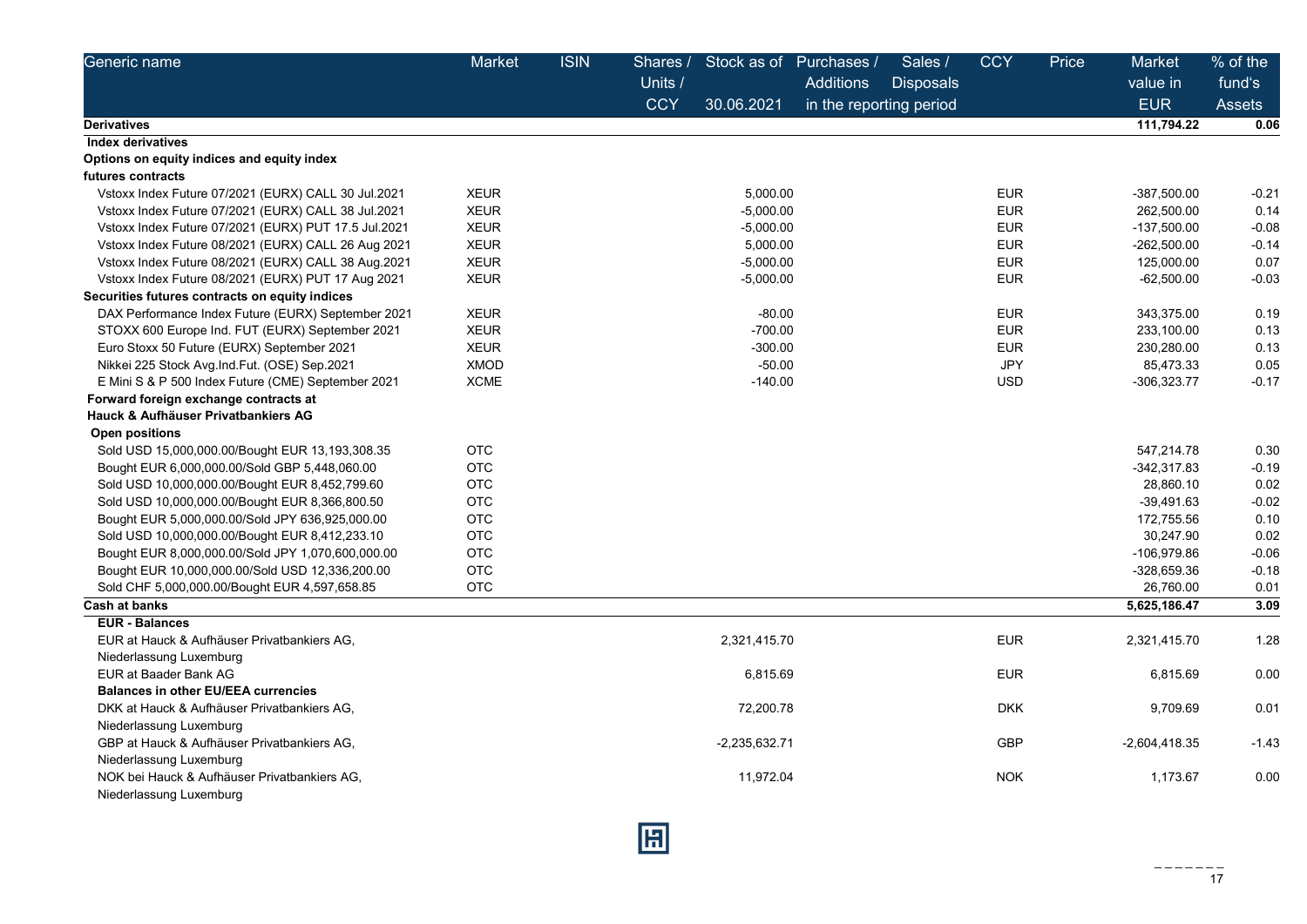| Generic name | Market | ISIN | Shares / Units / CCY | Stock as of 30.06.2021 | Purchases / Additions | Sales / Disposals | CCY | Price | Market value in EUR | % of the fund's Assets |
|---|---|---|---|---|---|---|---|---|---|---|
| | | | | | in the reporting period | | | | | |
| **Derivatives** | | | | | | | | | **111,794.22** | **0.06** |
| **Index derivatives** | | | | | | | | | | |
| **Options on equity indices and equity index futures contracts** | | | | | | | | | | |
| Vstoxx Index Future 07/2021 (EURX) CALL 30 Jul.2021 | XEUR | | | 5,000.00 | | | EUR | | -387,500.00 | -0.21 |
| Vstoxx Index Future 07/2021 (EURX) CALL 38 Jul.2021 | XEUR | | | -5,000.00 | | | EUR | | 262,500.00 | 0.14 |
| Vstoxx Index Future 07/2021 (EURX) PUT 17.5 Jul.2021 | XEUR | | | -5,000.00 | | | EUR | | -137,500.00 | -0.08 |
| Vstoxx Index Future 08/2021 (EURX) CALL 26 Aug 2021 | XEUR | | | 5,000.00 | | | EUR | | -262,500.00 | -0.14 |
| Vstoxx Index Future 08/2021 (EURX) CALL 38 Aug.2021 | XEUR | | | -5,000.00 | | | EUR | | 125,000.00 | 0.07 |
| Vstoxx Index Future 08/2021 (EURX) PUT 17 Aug 2021 | XEUR | | | -5,000.00 | | | EUR | | -62,500.00 | -0.03 |
| **Securities futures contracts on equity indices** | | | | | | | | | | |
| DAX Performance Index Future (EURX) September 2021 | XEUR | | | -80.00 | | | EUR | | 343,375.00 | 0.19 |
| STOXX 600 Europe Ind. FUT (EURX) September 2021 | XEUR | | | -700.00 | | | EUR | | 233,100.00 | 0.13 |
| Euro Stoxx 50 Future (EURX) September 2021 | XEUR | | | -300.00 | | | EUR | | 230,280.00 | 0.13 |
| Nikkei 225 Stock Avg.Ind.Fut. (OSE) Sep.2021 | XMOD | | | -50.00 | | | JPY | | 85,473.33 | 0.05 |
| E Mini S & P 500 Index Future (CME) September 2021 | XCME | | | -140.00 | | | USD | | -306,323.77 | -0.17 |
| **Forward foreign exchange contracts at Hauck & Aufhäuser Privatbankiers AG** | | | | | | | | | | |
| **Open positions** | | | | | | | | | | |
| Sold USD 15,000,000.00/Bought EUR 13,193,308.35 | OTC | | | | | | | | 547,214.78 | 0.30 |
| Bought EUR 6,000,000.00/Sold GBP 5,448,060.00 | OTC | | | | | | | | -342,317.83 | -0.19 |
| Sold USD 10,000,000.00/Bought EUR 8,452,799.60 | OTC | | | | | | | | 28,860.10 | 0.02 |
| Sold USD 10,000,000.00/Bought EUR 8,366,800.50 | OTC | | | | | | | | -39,491.63 | -0.02 |
| Bought EUR 5,000,000.00/Sold JPY 636,925,000.00 | OTC | | | | | | | | 172,755.56 | 0.10 |
| Sold USD 10,000,000.00/Bought EUR 8,412,233.10 | OTC | | | | | | | | 30,247.90 | 0.02 |
| Bought EUR 8,000,000.00/Sold JPY 1,070,600,000.00 | OTC | | | | | | | | -106,979.86 | -0.06 |
| Bought EUR 10,000,000.00/Sold USD 12,336,200.00 | OTC | | | | | | | | -328,659.36 | -0.18 |
| Sold CHF 5,000,000.00/Bought EUR 4,597,658.85 | OTC | | | | | | | | 26,760.00 | 0.01 |
| **Cash at banks** | | | | | | | | | **5,625,186.47** | **3.09** |
| **EUR - Balances** | | | | | | | | | | |
| EUR at Hauck & Aufhäuser Privatbankiers AG, Niederlassung Luxemburg | | | | 2,321,415.70 | | | EUR | | 2,321,415.70 | 1.28 |
| EUR at Baader Bank AG | | | | 6,815.69 | | | EUR | | 6,815.69 | 0.00 |
| **Balances in other EU/EEA currencies** | | | | | | | | | | |
| DKK at Hauck & Aufhäuser Privatbankiers AG, Niederlassung Luxemburg | | | | 72,200.78 | | | DKK | | 9,709.69 | 0.01 |
| GBP at Hauck & Aufhäuser Privatbankiers AG, Niederlassung Luxemburg | | | | -2,235,632.71 | | | GBP | | -2,604,418.35 | -1.43 |
| NOK bei Hauck & Aufhäuser Privatbankiers AG, Niederlassung Luxemburg | | | | 11,972.04 | | | NOK | | 1,173.67 | 0.00 |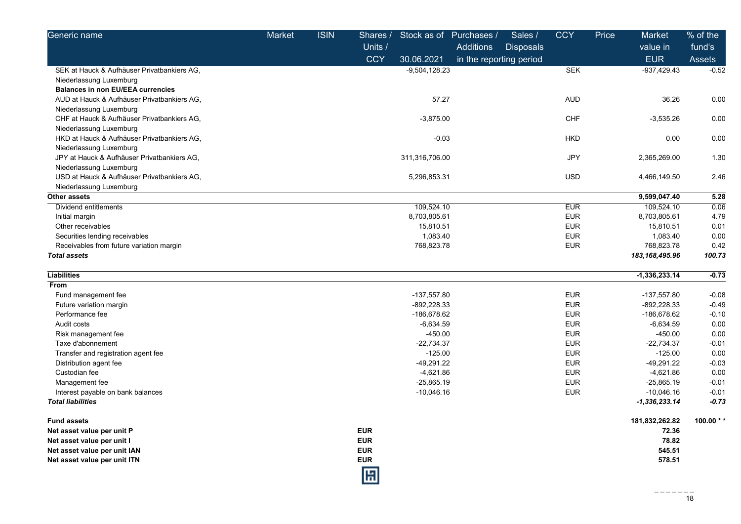| Generic name | Market | ISIN | Shares / Units / CCY | Stock as of 30.06.2021 | Purchases / Additions | Sales / Disposals | CCY | Price | Market value in EUR | % of the fund's Assets |
|---|---|---|---|---|---|---|---|---|---|---|
| | | | | | in the reporting period | | | | | |
| SEK at Hauck & Aufhäuser Privatbankiers AG, Niederlassung Luxemburg | | | | -9,504,128.23 | | | SEK | | -937,429.43 | -0.52 |
| **Balances in non EU/EEA currencies** | | | | | | | | | | |
| AUD at Hauck & Aufhäuser Privatbankiers AG, Niederlassung Luxemburg | | | | 57.27 | | | AUD | | 36.26 | 0.00 |
| CHF at Hauck & Aufhäuser Privatbankiers AG, Niederlassung Luxemburg | | | | -3,875.00 | | | CHF | | -3,535.26 | 0.00 |
| HKD at Hauck & Aufhäuser Privatbankiers AG, Niederlassung Luxemburg | | | | -0.03 | | | HKD | | 0.00 | 0.00 |
| JPY at Hauck & Aufhäuser Privatbankiers AG, Niederlassung Luxemburg | | | | 311,316,706.00 | | | JPY | | 2,365,269.00 | 1.30 |
| USD at Hauck & Aufhäuser Privatbankiers AG, Niederlassung Luxemburg | | | | 5,296,853.31 | | | USD | | 4,466,149.50 | 2.46 |
| **Other assets** | | | | | | | | | **9,599,047.40** | **5.28** |
| Dividend entitlements | | | | 109,524.10 | | | EUR | | 109,524.10 | 0.06 |
| Initial margin | | | | 8,703,805.61 | | | EUR | | 8,703,805.61 | 4.79 |
| Other receivables | | | | 15,810.51 | | | EUR | | 15,810.51 | 0.01 |
| Securities lending receivables | | | | 1,083.40 | | | EUR | | 1,083.40 | 0.00 |
| Receivables from future variation margin | | | | 768,823.78 | | | EUR | | 768,823.78 | 0.42 |
| ***Total assets*** | | | | | | | | | ***183,168,495.96*** | ***100.73*** |
| **Liabilities** | | | | | | | | | **-1,336,233.14** | **-0.73** |
| **From** | | | | | | | | | | |
| Fund management fee | | | | -137,557.80 | | | EUR | | -137,557.80 | -0.08 |
| Future variation margin | | | | -892,228.33 | | | EUR | | -892,228.33 | -0.49 |
| Performance fee | | | | -186,678.62 | | | EUR | | -186,678.62 | -0.10 |
| Audit costs | | | | -6,634.59 | | | EUR | | -6,634.59 | 0.00 |
| Risk management fee | | | | -450.00 | | | EUR | | -450.00 | 0.00 |
| Taxe d'abonnement | | | | -22,734.37 | | | EUR | | -22,734.37 | -0.01 |
| Transfer and registration agent fee | | | | -125.00 | | | EUR | | -125.00 | 0.00 |
| Distribution agent fee | | | | -49,291.22 | | | EUR | | -49,291.22 | -0.03 |
| Custodian fee | | | | -4,621.86 | | | EUR | | -4,621.86 | 0.00 |
| Management fee | | | | -25,865.19 | | | EUR | | -25,865.19 | -0.01 |
| Interest payable on bank balances | | | | -10,046.16 | | | EUR | | -10,046.16 | -0.01 |
| ***Total liabilities*** | | | | | | | | | ***-1,336,233.14*** | ***-0.73*** |
| **Fund assets** | | | | | | | | | **181,832,262.82** | **100.00 \*\*** |
| **Net asset value per unit P** | | | **EUR** | | | | | | **72.36** | |
| **Net asset value per unit I** | | | **EUR** | | | | | | **78.82** | |
| **Net asset value per unit IAN** | | | **EUR** | | | | | | **545.51** | |
| **Net asset value per unit ITN** | | | **EUR** | | | | | | **578.51** | |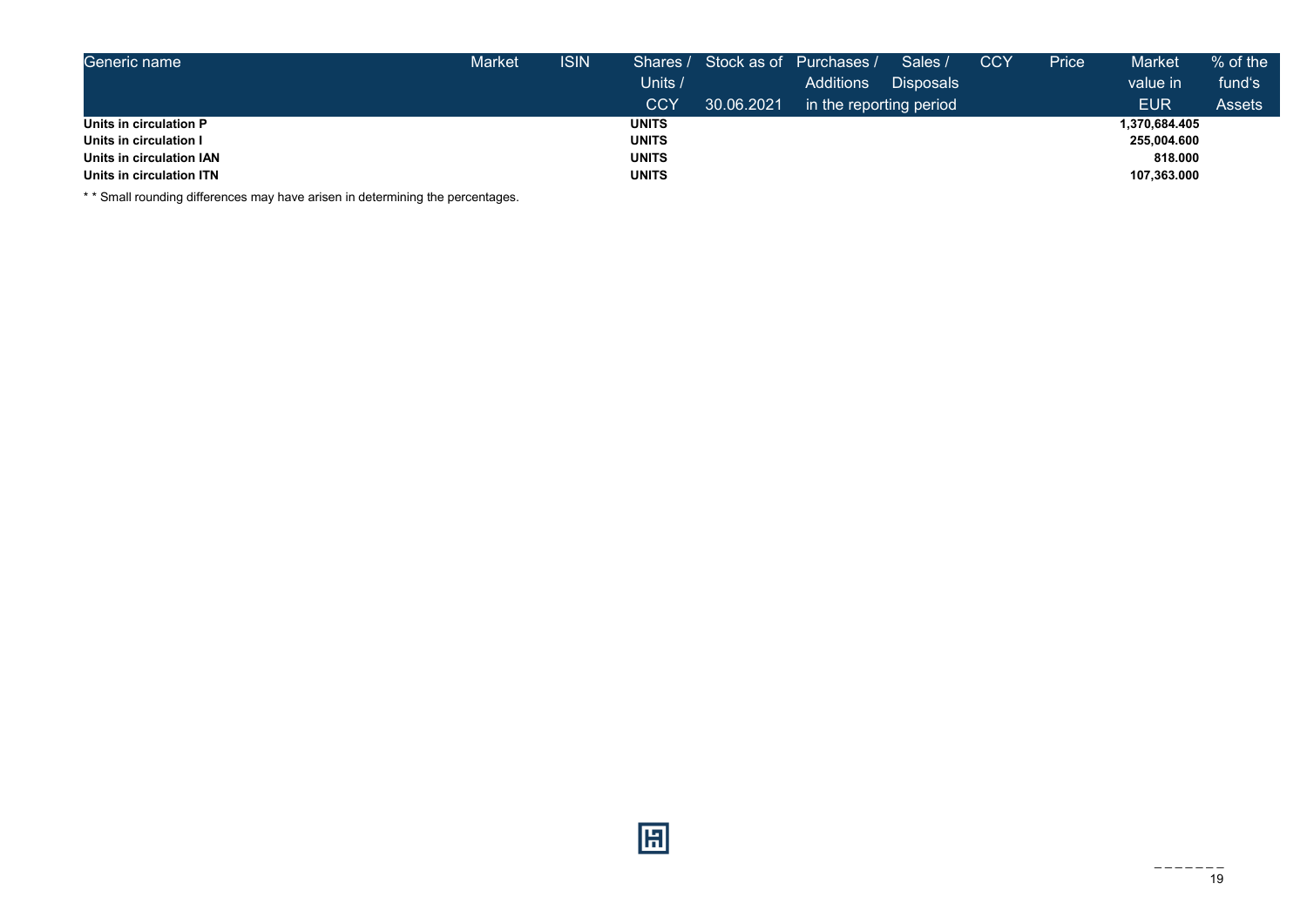| Generic name | Market | ISIN | Shares / Units / CCY | Stock as of 30.06.2021 | Purchases / Additions | Sales / Disposals | CCY | Price | Market value in EUR | % of the fund's Assets |
|---|---|---|---|---|---|---|---|---|---|---|
| | | | | | in the reporting period | | | | | |
| **Units in circulation P** | | | **UNITS** | | | | | | **1,370,684.405** | |
| **Units in circulation I** | | | **UNITS** | | | | | | **255,004.600** | |
| **Units in circulation IAN** | | | **UNITS** | | | | | | **818.000** | |
| **Units in circulation ITN** | | | **UNITS** | | | | | | **107,363.000** | |

* * Small rounding differences may have arisen in determining the percentages.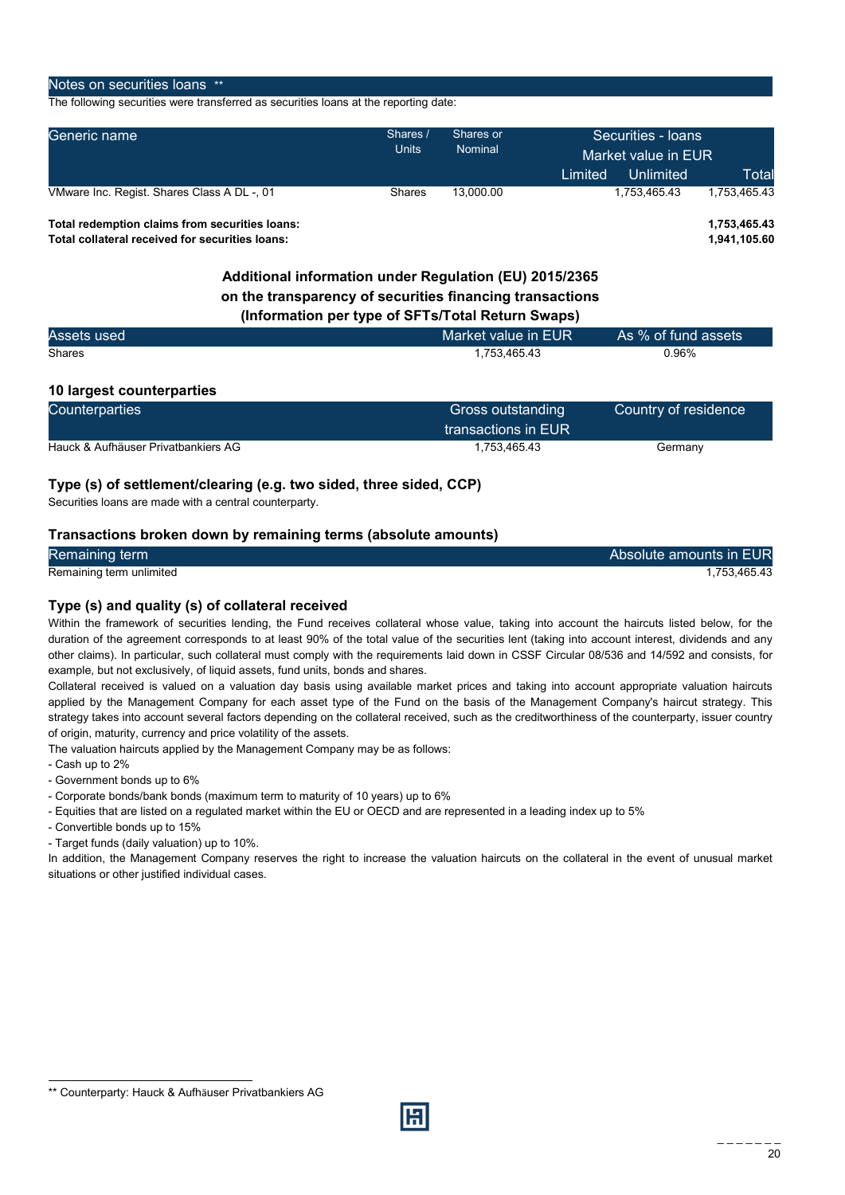## Notes on securities loans **

The following securities were transferred as securities loans at the reporting date:

| Generic name | Shares / Units | Shares or Nominal | Securities - loans Market value in EUR | | |
|---|---|---|---|---|---|
| | | | Limited | Unlimited | Total |
| VMware Inc. Regist. Shares Class A DL -, 01 | Shares | 13,000.00 | | 1,753,465.43 | 1,753,465.43 |

**Total redemption claims from securities loans:** **1,753,465.43**

**Total collateral received for securities loans:** **1,941,105.60**

### Additional information under Regulation (EU) 2015/2365 on the transparency of securities financing transactions (Information per type of SFTs/Total Return Swaps)

| Assets used | Market value in EUR | As % of fund assets |
|---|---|---|
| Shares | 1,753,465.43 | 0.96% |

#### 10 largest counterparties

| Counterparties | Gross outstanding transactions in EUR | Country of residence |
|---|---|---|
| Hauck & Aufhäuser Privatbankiers AG | 1,753,465.43 | Germany |

#### Type (s) of settlement/clearing (e.g. two sided, three sided, CCP)

Securities loans are made with a central counterparty.

#### Transactions broken down by remaining terms (absolute amounts)

| Remaining term | Absolute amounts in EUR |
|---|---|
| Remaining term unlimited | 1,753,465.43 |

#### Type (s) and quality (s) of collateral received

Within the framework of securities lending, the Fund receives collateral whose value, taking into account the haircuts listed below, for the duration of the agreement corresponds to at least 90% of the total value of the securities lent (taking into account interest, dividends and any other claims). In particular, such collateral must comply with the requirements laid down in CSSF Circular 08/536 and 14/592 and consists, for example, but not exclusively, of liquid assets, fund units, bonds and shares.

Collateral received is valued on a valuation day basis using available market prices and taking into account appropriate valuation haircuts applied by the Management Company for each asset type of the Fund on the basis of the Management Company's haircut strategy. This strategy takes into account several factors depending on the collateral received, such as the creditworthiness of the counterparty, issuer country of origin, maturity, currency and price volatility of the assets.

The valuation haircuts applied by the Management Company may be as follows:

- Cash up to 2%
- Government bonds up to 6%
- Corporate bonds/bank bonds (maximum term to maturity of 10 years) up to 6%
- Equities that are listed on a regulated market within the EU or OECD and are represented in a leading index up to 5%
- Convertible bonds up to 15%
- Target funds (daily valuation) up to 10%.

In addition, the Management Company reserves the right to increase the valuation haircuts on the collateral in the event of unusual market situations or other justified individual cases.

** Counterparty: Hauck & Aufhäuser Privatbankiers AG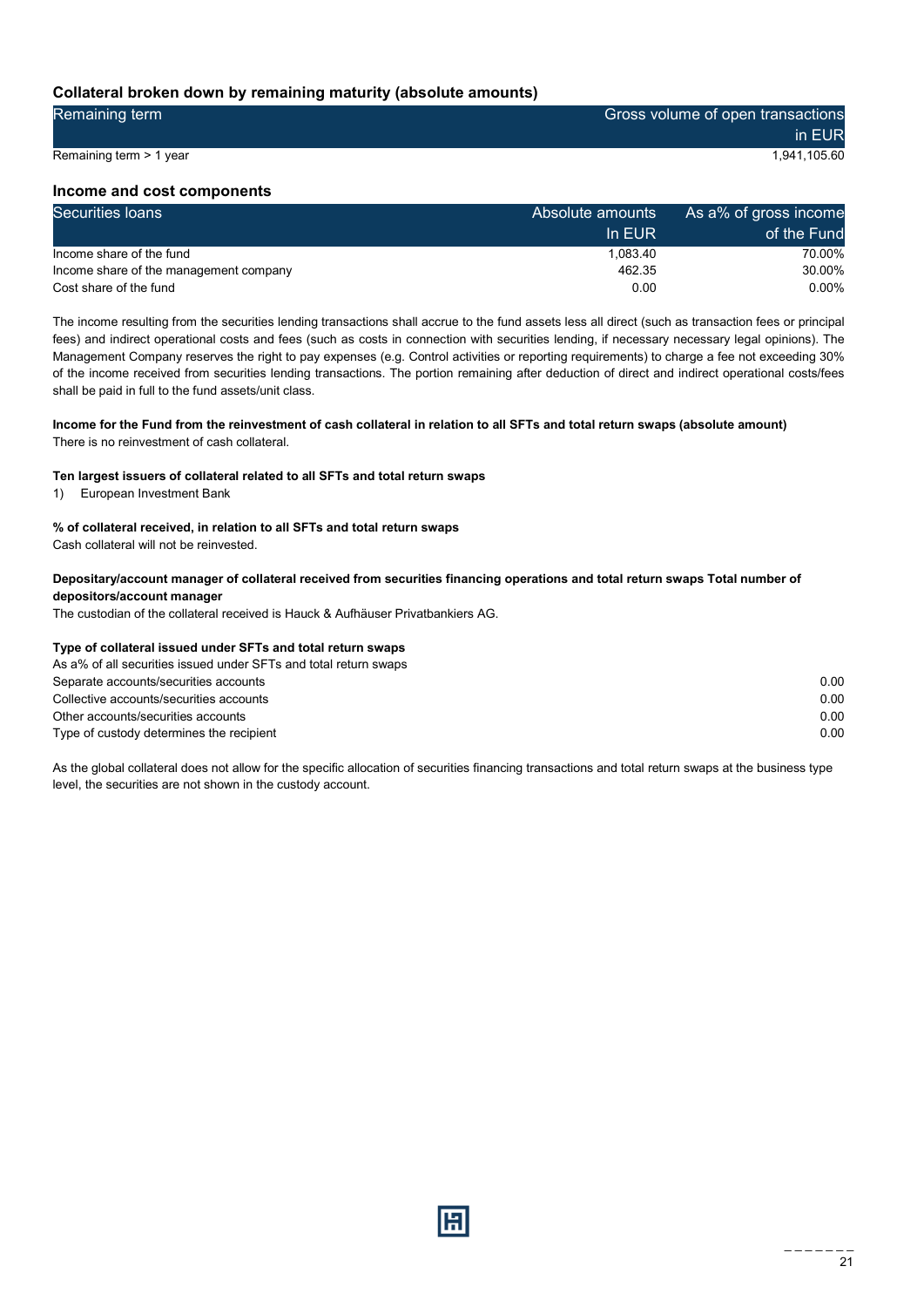### Collateral broken down by remaining maturity (absolute amounts)

| Remaining term | Gross volume of open transactions in EUR |
|---|---|
| Remaining term > 1 year | 1,941,105.60 |

### Income and cost components

| Securities loans | Absolute amounts In EUR | As a% of gross income of the Fund |
|---|---|---|
| Income share of the fund | 1,083.40 | 70.00% |
| Income share of the management company | 462.35 | 30.00% |
| Cost share of the fund | 0.00 | 0.00% |

The income resulting from the securities lending transactions shall accrue to the fund assets less all direct (such as transaction fees or principal fees) and indirect operational costs and fees (such as costs in connection with securities lending, if necessary necessary legal opinions). The Management Company reserves the right to pay expenses (e.g. Control activities or reporting requirements) to charge a fee not exceeding 30% of the income received from securities lending transactions. The portion remaining after deduction of direct and indirect operational costs/fees shall be paid in full to the fund assets/unit class.

**Income for the Fund from the reinvestment of cash collateral in relation to all SFTs and total return swaps (absolute amount)**
There is no reinvestment of cash collateral.

**Ten largest issuers of collateral related to all SFTs and total return swaps**

1) European Investment Bank

**% of collateral received, in relation to all SFTs and total return swaps**
Cash collateral will not be reinvested.

**Depositary/account manager of collateral received from securities financing operations and total return swaps Total number of depositors/account manager**
The custodian of the collateral received is Hauck & Aufhäuser Privatbankiers AG.

**Type of collateral issued under SFTs and total return swaps**

| As a% of all securities issued under SFTs and total return swaps | |
|---|---|
| Separate accounts/securities accounts | 0.00 |
| Collective accounts/securities accounts | 0.00 |
| Other accounts/securities accounts | 0.00 |
| Type of custody determines the recipient | 0.00 |

As the global collateral does not allow for the specific allocation of securities financing transactions and total return swaps at the business type level, the securities are not shown in the custody account.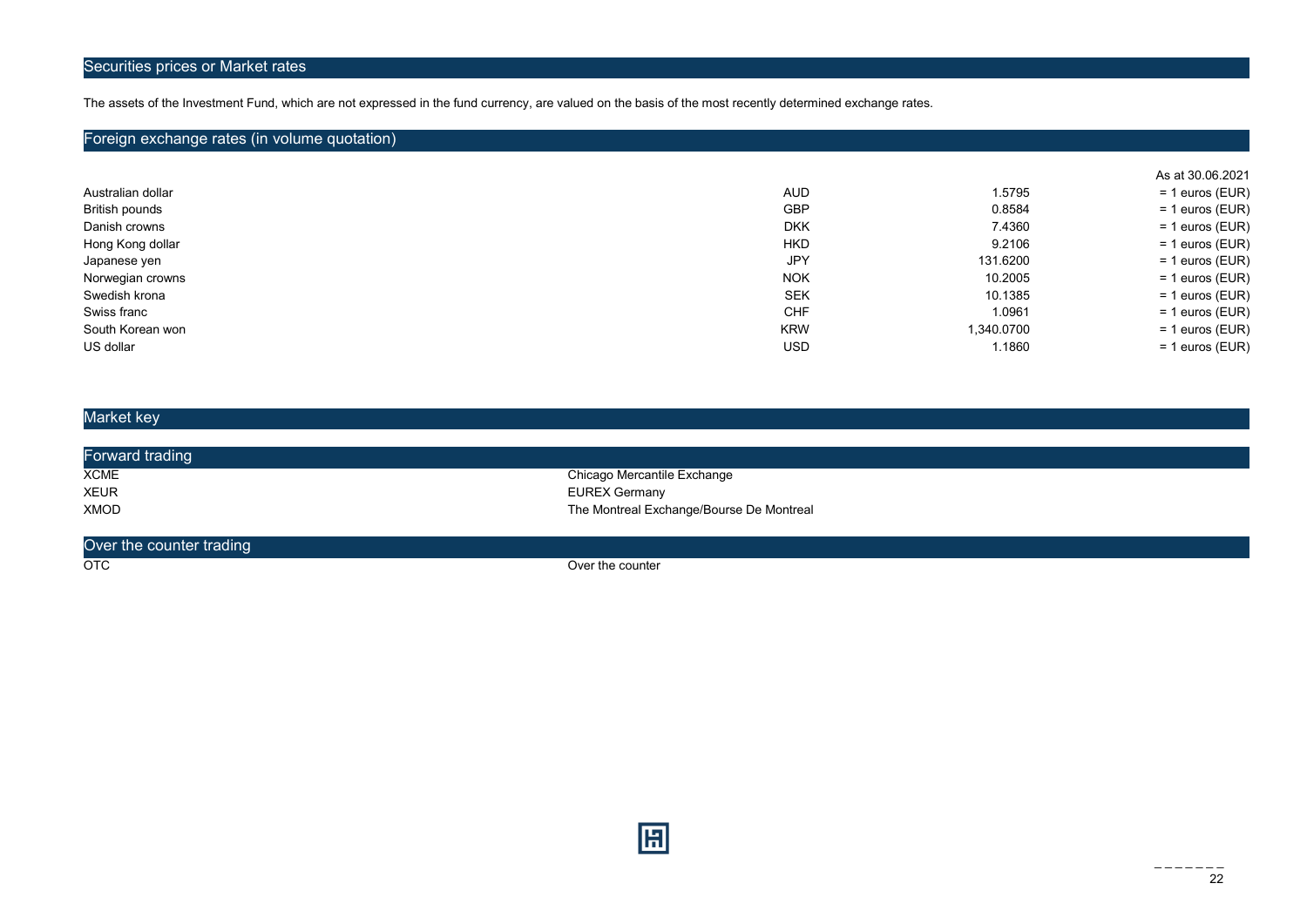## Securities prices or Market rates

The assets of the Investment Fund, which are not expressed in the fund currency, are valued on the basis of the most recently determined exchange rates.

## Foreign exchange rates (in volume quotation)

| | | | As at 30.06.2021 |
|---|---|---|---|
| Australian dollar | AUD | 1.5795 | = 1 euros (EUR) |
| British pounds | GBP | 0.8584 | = 1 euros (EUR) |
| Danish crowns | DKK | 7.4360 | = 1 euros (EUR) |
| Hong Kong dollar | HKD | 9.2106 | = 1 euros (EUR) |
| Japanese yen | JPY | 131.6200 | = 1 euros (EUR) |
| Norwegian crowns | NOK | 10.2005 | = 1 euros (EUR) |
| Swedish krona | SEK | 10.1385 | = 1 euros (EUR) |
| Swiss franc | CHF | 1.0961 | = 1 euros (EUR) |
| South Korean won | KRW | 1,340.0700 | = 1 euros (EUR) |
| US dollar | USD | 1.1860 | = 1 euros (EUR) |

## Market key

### Forward trading

| | |
|---|---|
| XCME | Chicago Mercantile Exchange |
| XEUR | EUREX Germany |
| XMOD | The Montreal Exchange/Bourse De Montreal |

### Over the counter trading

| | |
|---|---|
| OTC | Over the counter |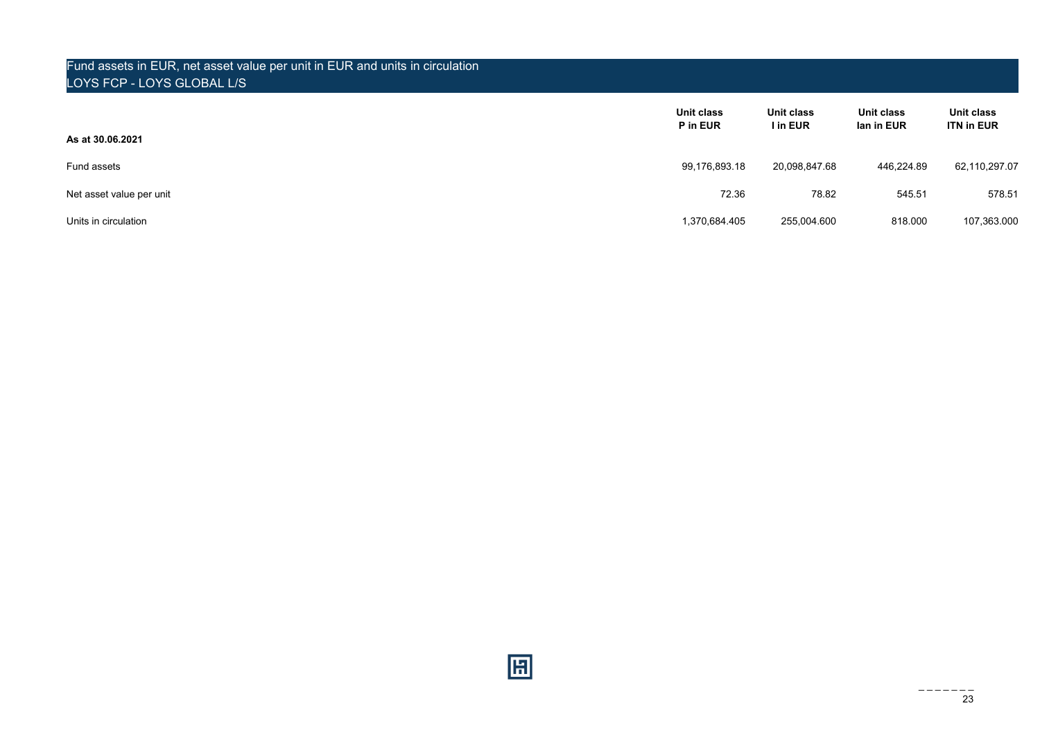## Fund assets in EUR, net asset value per unit in EUR and units in circulation
## LOYS FCP - LOYS GLOBAL L/S

| As at 30.06.2021 | Unit class P in EUR | Unit class I in EUR | Unit class Ian in EUR | Unit class ITN in EUR |
|---|---|---|---|---|
| Fund assets | 99,176,893.18 | 20,098,847.68 | 446,224.89 | 62,110,297.07 |
| Net asset value per unit | 72.36 | 78.82 | 545.51 | 578.51 |
| Units in circulation | 1,370,684.405 | 255,004.600 | 818.000 | 107,363.000 |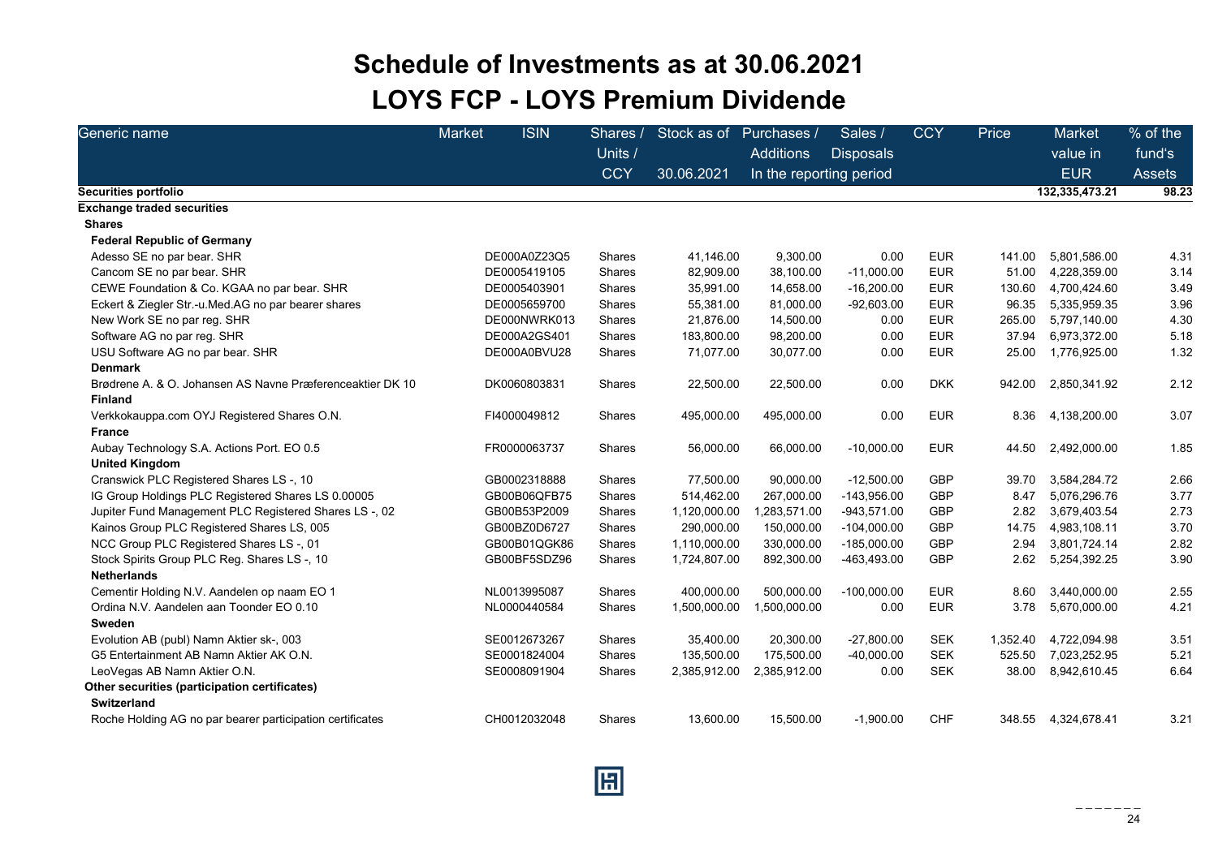# Schedule of Investments as at 30.06.2021

## LOYS FCP - LOYS Premium Dividende

| Generic name | Market | ISIN | Shares / Units / CCY | Stock as of 30.06.2021 | Purchases / Additions | Sales / Disposals | CCY | Price | Market value in EUR | % of the fund's Assets |
|---|---|---|---|---|---|---|---|---|---|---|
| | | | | | In the reporting period | | | | | |
| **Securities portfolio** | | | | | | | | | **132,335,473.21** | **98.23** |
| **Exchange traded securities** | | | | | | | | | | |
| **Shares** | | | | | | | | | | |
| **Federal Republic of Germany** | | | | | | | | | | |
| Adesso SE no par bear. SHR | | DE000A0Z23Q5 | Shares | 41,146.00 | 9,300.00 | 0.00 | EUR | 141.00 | 5,801,586.00 | 4.31 |
| Cancom SE no par bear. SHR | | DE0005419105 | Shares | 82,909.00 | 38,100.00 | -11,000.00 | EUR | 51.00 | 4,228,359.00 | 3.14 |
| CEWE Foundation & Co. KGAA no par bear. SHR | | DE0005403901 | Shares | 35,991.00 | 14,658.00 | -16,200.00 | EUR | 130.60 | 4,700,424.60 | 3.49 |
| Eckert & Ziegler Str.-u.Med.AG no par bearer shares | | DE0005659700 | Shares | 55,381.00 | 81,000.00 | -92,603.00 | EUR | 96.35 | 5,335,959.35 | 3.96 |
| New Work SE no par reg. SHR | | DE000NWRK013 | Shares | 21,876.00 | 14,500.00 | 0.00 | EUR | 265.00 | 5,797,140.00 | 4.30 |
| Software AG no par reg. SHR | | DE000A2GS401 | Shares | 183,800.00 | 98,200.00 | 0.00 | EUR | 37.94 | 6,973,372.00 | 5.18 |
| USU Software AG no par bear. SHR | | DE000A0BVU28 | Shares | 71,077.00 | 30,077.00 | 0.00 | EUR | 25.00 | 1,776,925.00 | 1.32 |
| **Denmark** | | | | | | | | | | |
| Brødrene A. & O. Johansen AS Navne Præferenceaktier DK 10 | | DK0060803831 | Shares | 22,500.00 | 22,500.00 | 0.00 | DKK | 942.00 | 2,850,341.92 | 2.12 |
| **Finland** | | | | | | | | | | |
| Verkkokauppa.com OYJ Registered Shares O.N. | | FI4000049812 | Shares | 495,000.00 | 495,000.00 | 0.00 | EUR | 8.36 | 4,138,200.00 | 3.07 |
| **France** | | | | | | | | | | |
| Aubay Technology S.A. Actions Port. EO 0.5 | | FR0000063737 | Shares | 56,000.00 | 66,000.00 | -10,000.00 | EUR | 44.50 | 2,492,000.00 | 1.85 |
| **United Kingdom** | | | | | | | | | | |
| Cranswick PLC Registered Shares LS -, 10 | | GB0002318888 | Shares | 77,500.00 | 90,000.00 | -12,500.00 | GBP | 39.70 | 3,584,284.72 | 2.66 |
| IG Group Holdings PLC Registered Shares LS 0.00005 | | GB00B06QFB75 | Shares | 514,462.00 | 267,000.00 | -143,956.00 | GBP | 8.47 | 5,076,296.76 | 3.77 |
| Jupiter Fund Management PLC Registered Shares LS -, 02 | | GB00B53P2009 | Shares | 1,120,000.00 | 1,283,571.00 | -943,571.00 | GBP | 2.82 | 3,679,403.54 | 2.73 |
| Kainos Group PLC Registered Shares LS, 005 | | GB00BZ0D6727 | Shares | 290,000.00 | 150,000.00 | -104,000.00 | GBP | 14.75 | 4,983,108.11 | 3.70 |
| NCC Group PLC Registered Shares LS -, 01 | | GB00B01QGK86 | Shares | 1,110,000.00 | 330,000.00 | -185,000.00 | GBP | 2.94 | 3,801,724.14 | 2.82 |
| Stock Spirits Group PLC Reg. Shares LS -, 10 | | GB00BF5SDZ96 | Shares | 1,724,807.00 | 892,300.00 | -463,493.00 | GBP | 2.62 | 5,254,392.25 | 3.90 |
| **Netherlands** | | | | | | | | | | |
| Cementir Holding N.V. Aandelen op naam EO 1 | | NL0013995087 | Shares | 400,000.00 | 500,000.00 | -100,000.00 | EUR | 8.60 | 3,440,000.00 | 2.55 |
| Ordina N.V. Aandelen aan Toonder EO 0.10 | | NL0000440584 | Shares | 1,500,000.00 | 1,500,000.00 | 0.00 | EUR | 3.78 | 5,670,000.00 | 4.21 |
| **Sweden** | | | | | | | | | | |
| Evolution AB (publ) Namn Aktier sk-, 003 | | SE0012673267 | Shares | 35,400.00 | 20,300.00 | -27,800.00 | SEK | 1,352.40 | 4,722,094.98 | 3.51 |
| G5 Entertainment AB Namn Aktier AK O.N. | | SE0001824004 | Shares | 135,500.00 | 175,500.00 | -40,000.00 | SEK | 525.50 | 7,023,252.95 | 5.21 |
| LeoVegas AB Namn Aktier O.N. | | SE0008091904 | Shares | 2,385,912.00 | 2,385,912.00 | 0.00 | SEK | 38.00 | 8,942,610.45 | 6.64 |
| **Other securities (participation certificates)** | | | | | | | | | | |
| **Switzerland** | | | | | | | | | | |
| Roche Holding AG no par bearer participation certificates | | CH0012032048 | Shares | 13,600.00 | 15,500.00 | -1,900.00 | CHF | 348.55 | 4,324,678.41 | 3.21 |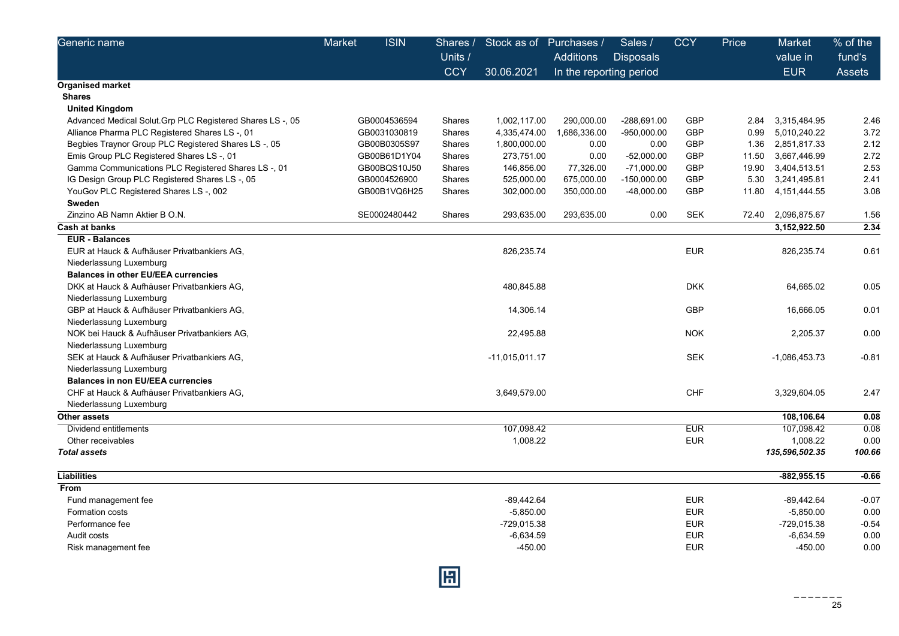| Generic name | Market | ISIN | Shares / Units / CCY | Stock as of 30.06.2021 | Purchases / Additions | Sales / Disposals | CCY | Price | Market value in EUR | % of the fund's Assets |
|---|---|---|---|---|---|---|---|---|---|---|
| | | | | | In the reporting period | | | | | |
| **Organised market** | | | | | | | | | | |
| **Shares** | | | | | | | | | | |
| **United Kingdom** | | | | | | | | | | |
| Advanced Medical Solut.Grp PLC Registered Shares LS -, 05 | | GB0004536594 | Shares | 1,002,117.00 | 290,000.00 | -288,691.00 | GBP | 2.84 | 3,315,484.95 | 2.46 |
| Alliance Pharma PLC Registered Shares LS -, 01 | | GB0031030819 | Shares | 4,335,474.00 | 1,686,336.00 | -950,000.00 | GBP | 0.99 | 5,010,240.22 | 3.72 |
| Begbies Traynor Group PLC Registered Shares LS -, 05 | | GB00B0305S97 | Shares | 1,800,000.00 | 0.00 | 0.00 | GBP | 1.36 | 2,851,817.33 | 2.12 |
| Emis Group PLC Registered Shares LS -, 01 | | GB00B61D1Y04 | Shares | 273,751.00 | 0.00 | -52,000.00 | GBP | 11.50 | 3,667,446.99 | 2.72 |
| Gamma Communications PLC Registered Shares LS -, 01 | | GB00BQS10J50 | Shares | 146,856.00 | 77,326.00 | -71,000.00 | GBP | 19.90 | 3,404,513.51 | 2.53 |
| IG Design Group PLC Registered Shares LS -, 05 | | GB0004526900 | Shares | 525,000.00 | 675,000.00 | -150,000.00 | GBP | 5.30 | 3,241,495.81 | 2.41 |
| YouGov PLC Registered Shares LS -, 002 | | GB00B1VQ6H25 | Shares | 302,000.00 | 350,000.00 | -48,000.00 | GBP | 11.80 | 4,151,444.55 | 3.08 |
| **Sweden** | | | | | | | | | | |
| Zinzino AB Namn Aktier B O.N. | | SE0002480442 | Shares | 293,635.00 | 293,635.00 | 0.00 | SEK | 72.40 | 2,096,875.67 | 1.56 |
| **Cash at banks** | | | | | | | | | **3,152,922.50** | **2.34** |
| **EUR - Balances** | | | | | | | | | | |
| EUR at Hauck & Aufhäuser Privatbankiers AG, Niederlassung Luxemburg | | | | 826,235.74 | | | EUR | | 826,235.74 | 0.61 |
| **Balances in other EU/EEA currencies** | | | | | | | | | | |
| DKK at Hauck & Aufhäuser Privatbankiers AG, Niederlassung Luxemburg | | | | 480,845.88 | | | DKK | | 64,665.02 | 0.05 |
| GBP at Hauck & Aufhäuser Privatbankiers AG, Niederlassung Luxemburg | | | | 14,306.14 | | | GBP | | 16,666.05 | 0.01 |
| NOK bei Hauck & Aufhäuser Privatbankiers AG, Niederlassung Luxemburg | | | | 22,495.88 | | | NOK | | 2,205.37 | 0.00 |
| SEK at Hauck & Aufhäuser Privatbankiers AG, Niederlassung Luxemburg | | | | -11,015,011.17 | | | SEK | | -1,086,453.73 | -0.81 |
| **Balances in non EU/EEA currencies** | | | | | | | | | | |
| CHF at Hauck & Aufhäuser Privatbankiers AG, Niederlassung Luxemburg | | | | 3,649,579.00 | | | CHF | | 3,329,604.05 | 2.47 |
| **Other assets** | | | | | | | | | **108,106.64** | **0.08** |
| Dividend entitlements | | | | 107,098.42 | | | EUR | | 107,098.42 | 0.08 |
| Other receivables | | | | 1,008.22 | | | EUR | | 1,008.22 | 0.00 |
| ***Total assets*** | | | | | | | | | ***135,596,502.35*** | ***100.66*** |
| **Liabilities** | | | | | | | | | **-882,955.15** | **-0.66** |
| **From** | | | | | | | | | | |
| Fund management fee | | | | -89,442.64 | | | EUR | | -89,442.64 | -0.07 |
| Formation costs | | | | -5,850.00 | | | EUR | | -5,850.00 | 0.00 |
| Performance fee | | | | -729,015.38 | | | EUR | | -729,015.38 | -0.54 |
| Audit costs | | | | -6,634.59 | | | EUR | | -6,634.59 | 0.00 |
| Risk management fee | | | | -450.00 | | | EUR | | -450.00 | 0.00 |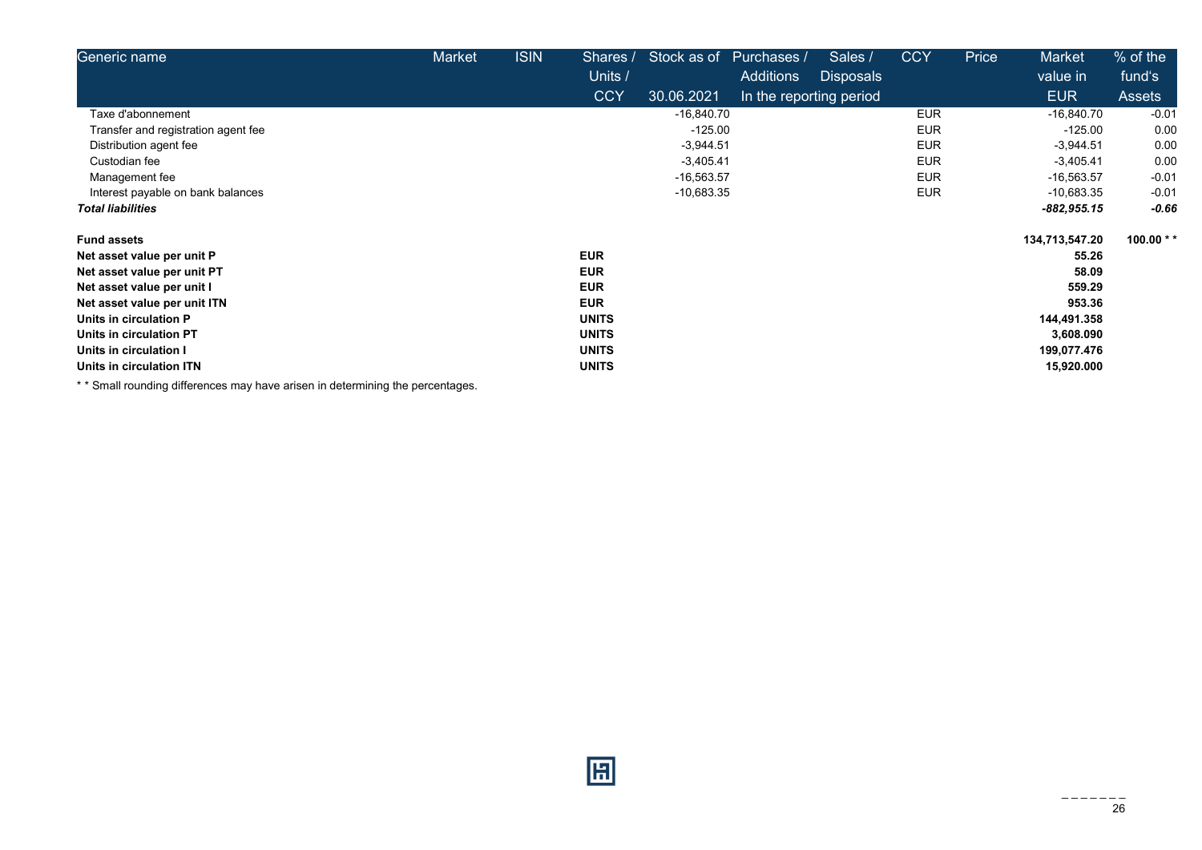| Generic name | Market | ISIN | Shares / Units / CCY | Stock as of 30.06.2021 | Purchases / Additions | Sales / Disposals | CCY | Price | Market value in EUR | % of the fund's Assets |
|---|---|---|---|---|---|---|---|---|---|---|
| | | | | | In the reporting period | | | | | |
| Taxe d'abonnement | | | | -16,840.70 | | | EUR | | -16,840.70 | -0.01 |
| Transfer and registration agent fee | | | | -125.00 | | | EUR | | -125.00 | 0.00 |
| Distribution agent fee | | | | -3,944.51 | | | EUR | | -3,944.51 | 0.00 |
| Custodian fee | | | | -3,405.41 | | | EUR | | -3,405.41 | 0.00 |
| Management fee | | | | -16,563.57 | | | EUR | | -16,563.57 | -0.01 |
| Interest payable on bank balances | | | | -10,683.35 | | | EUR | | -10,683.35 | -0.01 |
| ***Total liabilities*** | | | | | | | | | ***-882,955.15*** | ***-0.66*** |
| **Fund assets** | | | | | | | | | **134,713,547.20** | **100.00 \* \*** |
| **Net asset value per unit P** | | | **EUR** | | | | | | **55.26** | |
| **Net asset value per unit PT** | | | **EUR** | | | | | | **58.09** | |
| **Net asset value per unit I** | | | **EUR** | | | | | | **559.29** | |
| **Net asset value per unit ITN** | | | **EUR** | | | | | | **953.36** | |
| **Units in circulation P** | | | **UNITS** | | | | | | **144,491.358** | |
| **Units in circulation PT** | | | **UNITS** | | | | | | **3,608.090** | |
| **Units in circulation I** | | | **UNITS** | | | | | | **199,077.476** | |
| **Units in circulation ITN** | | | **UNITS** | | | | | | **15,920.000** | |

\* \* Small rounding differences may have arisen in determining the percentages.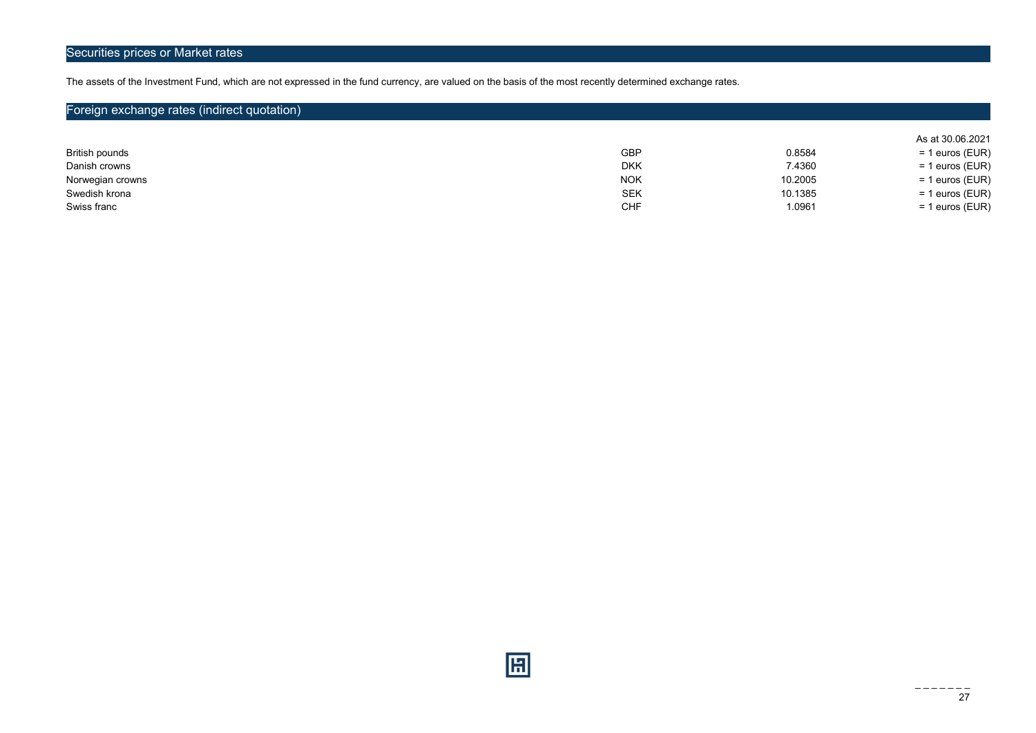## Securities prices or Market rates

The assets of the Investment Fund, which are not expressed in the fund currency, are valued on the basis of the most recently determined exchange rates.

## Foreign exchange rates (indirect quotation)

| | | | As at 30.06.2021 |
|---|---|---|---|
| British pounds | GBP | 0.8584 | = 1 euros (EUR) |
| Danish crowns | DKK | 7.4360 | = 1 euros (EUR) |
| Norwegian crowns | NOK | 10.2005 | = 1 euros (EUR) |
| Swedish krona | SEK | 10.1385 | = 1 euros (EUR) |
| Swiss franc | CHF | 1.0961 | = 1 euros (EUR) |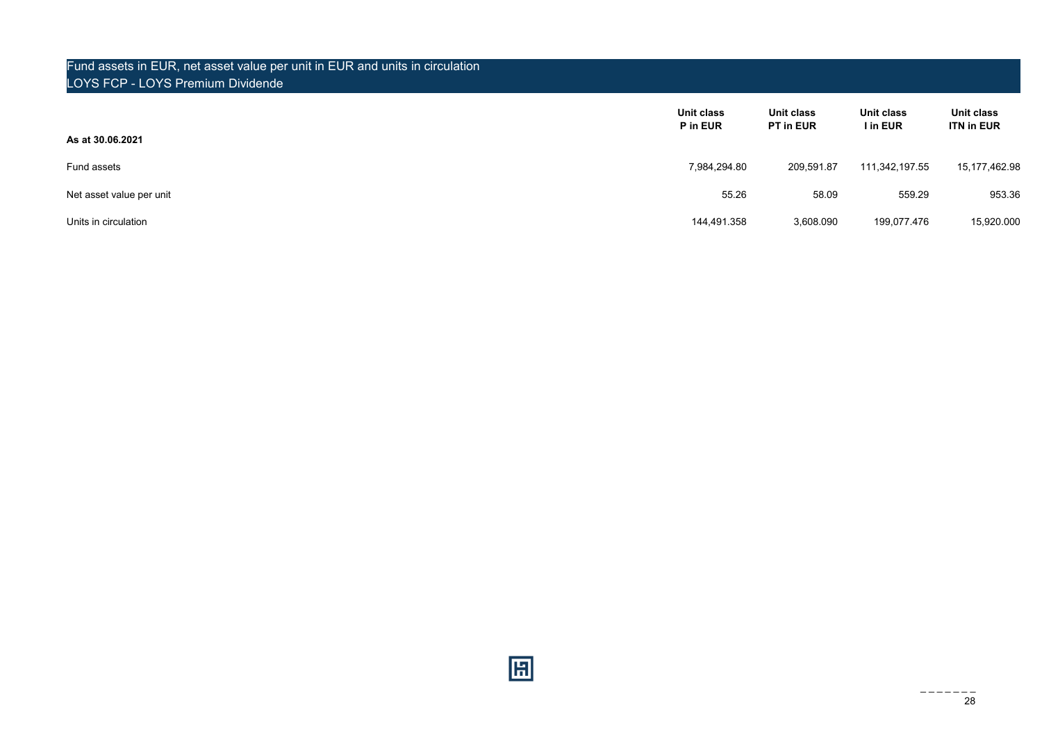## Fund assets in EUR, net asset value per unit in EUR and units in circulation
## LOYS FCP - LOYS Premium Dividende

| As at 30.06.2021 | Unit class P in EUR | Unit class PT in EUR | Unit class I in EUR | Unit class ITN in EUR |
|---|---|---|---|---|
| Fund assets | 7,984,294.80 | 209,591.87 | 111,342,197.55 | 15,177,462.98 |
| Net asset value per unit | 55.26 | 58.09 | 559.29 | 953.36 |
| Units in circulation | 144,491.358 | 3,608.090 | 199,077.476 | 15,920.000 |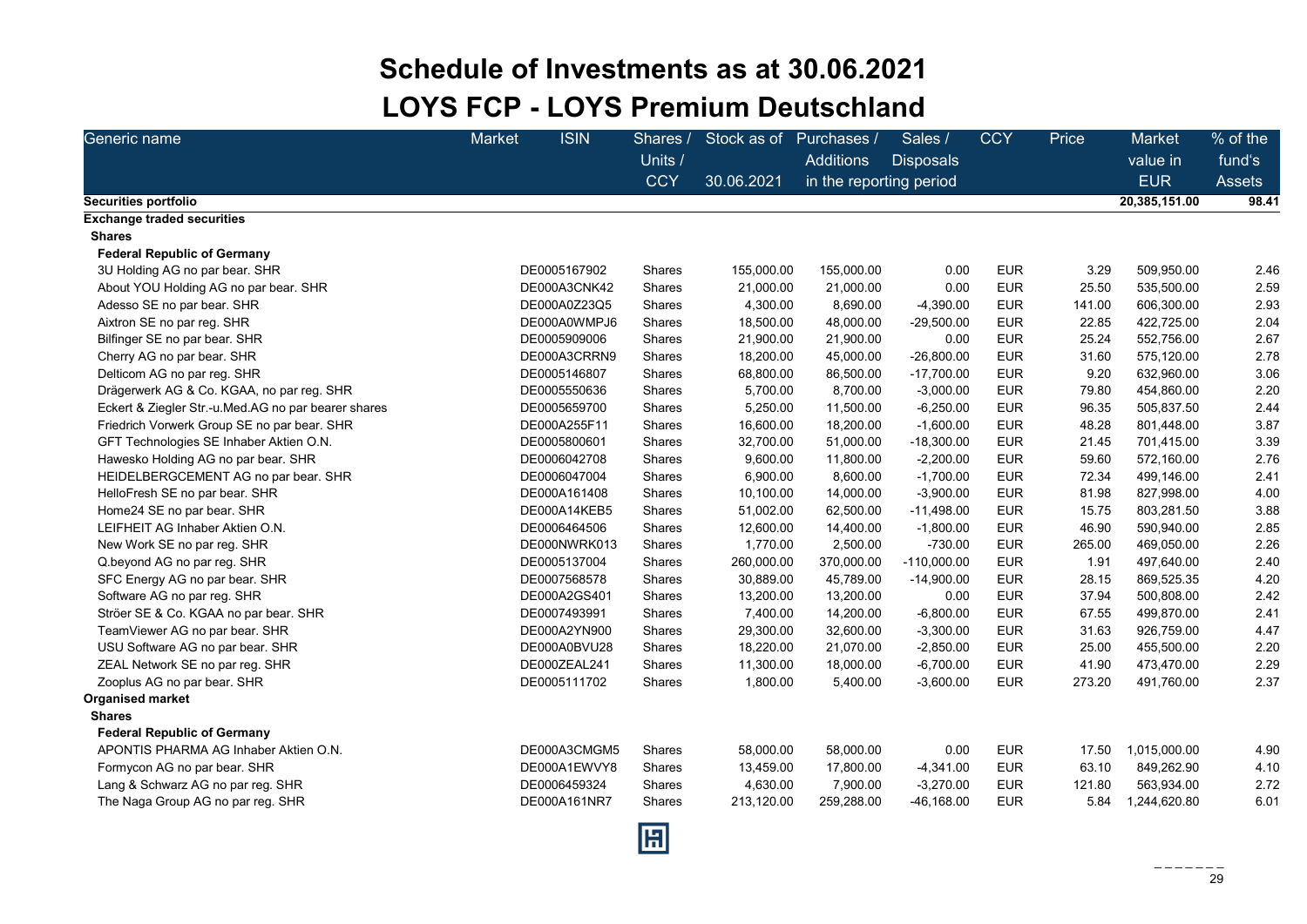# Schedule of Investments as at 30.06.2021

## LOYS FCP - LOYS Premium Deutschland

| Generic name | Market | ISIN | Shares / Units / CCY | Stock as of 30.06.2021 | Purchases / Additions (in the reporting period) | Sales / Disposals (in the reporting period) | CCY | Price | Market value in EUR | % of the fund's Assets |
|---|---|---|---|---|---|---|---|---|---|---|
| **Securities portfolio** | | | | | | | | | **20,385,151.00** | **98.41** |
| **Exchange traded securities** | | | | | | | | | | |
| **Shares** | | | | | | | | | | |
| **Federal Republic of Germany** | | | | | | | | | | |
| 3U Holding AG no par bear. SHR | | DE0005167902 | Shares | 155,000.00 | 155,000.00 | 0.00 | EUR | 3.29 | 509,950.00 | 2.46 |
| About YOU Holding AG no par bear. SHR | | DE000A3CNK42 | Shares | 21,000.00 | 21,000.00 | 0.00 | EUR | 25.50 | 535,500.00 | 2.59 |
| Adesso SE no par bear. SHR | | DE000A0Z23Q5 | Shares | 4,300.00 | 8,690.00 | -4,390.00 | EUR | 141.00 | 606,300.00 | 2.93 |
| Aixtron SE no par reg. SHR | | DE000A0WMPJ6 | Shares | 18,500.00 | 48,000.00 | -29,500.00 | EUR | 22.85 | 422,725.00 | 2.04 |
| Bilfinger SE no par bear. SHR | | DE0005909006 | Shares | 21,900.00 | 21,900.00 | 0.00 | EUR | 25.24 | 552,756.00 | 2.67 |
| Cherry AG no par bear. SHR | | DE000A3CRRN9 | Shares | 18,200.00 | 45,000.00 | -26,800.00 | EUR | 31.60 | 575,120.00 | 2.78 |
| Delticom AG no par reg. SHR | | DE0005146807 | Shares | 68,800.00 | 86,500.00 | -17,700.00 | EUR | 9.20 | 632,960.00 | 3.06 |
| Drägerwerk AG & Co. KGAA, no par reg. SHR | | DE0005550636 | Shares | 5,700.00 | 8,700.00 | -3,000.00 | EUR | 79.80 | 454,860.00 | 2.20 |
| Eckert & Ziegler Str.-u.Med.AG no par bearer shares | | DE0005659700 | Shares | 5,250.00 | 11,500.00 | -6,250.00 | EUR | 96.35 | 505,837.50 | 2.44 |
| Friedrich Vorwerk Group SE no par bear. SHR | | DE000A255F11 | Shares | 16,600.00 | 18,200.00 | -1,600.00 | EUR | 48.28 | 801,448.00 | 3.87 |
| GFT Technologies SE Inhaber Aktien O.N. | | DE0005800601 | Shares | 32,700.00 | 51,000.00 | -18,300.00 | EUR | 21.45 | 701,415.00 | 3.39 |
| Hawesko Holding AG no par bear. SHR | | DE0006042708 | Shares | 9,600.00 | 11,800.00 | -2,200.00 | EUR | 59.60 | 572,160.00 | 2.76 |
| HEIDELBERGCEMENT AG no par bear. SHR | | DE0006047004 | Shares | 6,900.00 | 8,600.00 | -1,700.00 | EUR | 72.34 | 499,146.00 | 2.41 |
| HelloFresh SE no par bear. SHR | | DE000A161408 | Shares | 10,100.00 | 14,000.00 | -3,900.00 | EUR | 81.98 | 827,998.00 | 4.00 |
| Home24 SE no par bear. SHR | | DE000A14KEB5 | Shares | 51,002.00 | 62,500.00 | -11,498.00 | EUR | 15.75 | 803,281.50 | 3.88 |
| LEIFHEIT AG Inhaber Aktien O.N. | | DE0006464506 | Shares | 12,600.00 | 14,400.00 | -1,800.00 | EUR | 46.90 | 590,940.00 | 2.85 |
| New Work SE no par reg. SHR | | DE000NWRK013 | Shares | 1,770.00 | 2,500.00 | -730.00 | EUR | 265.00 | 469,050.00 | 2.26 |
| Q.beyond AG no par reg. SHR | | DE0005137004 | Shares | 260,000.00 | 370,000.00 | -110,000.00 | EUR | 1.91 | 497,640.00 | 2.40 |
| SFC Energy AG no par bear. SHR | | DE0007568578 | Shares | 30,889.00 | 45,789.00 | -14,900.00 | EUR | 28.15 | 869,525.35 | 4.20 |
| Software AG no par reg. SHR | | DE000A2GS401 | Shares | 13,200.00 | 13,200.00 | 0.00 | EUR | 37.94 | 500,808.00 | 2.42 |
| Ströer SE & Co. KGAA no par bear. SHR | | DE0007493991 | Shares | 7,400.00 | 14,200.00 | -6,800.00 | EUR | 67.55 | 499,870.00 | 2.41 |
| TeamViewer AG no par bear. SHR | | DE000A2YN900 | Shares | 29,300.00 | 32,600.00 | -3,300.00 | EUR | 31.63 | 926,759.00 | 4.47 |
| USU Software AG no par bear. SHR | | DE000A0BVU28 | Shares | 18,220.00 | 21,070.00 | -2,850.00 | EUR | 25.00 | 455,500.00 | 2.20 |
| ZEAL Network SE no par reg. SHR | | DE000ZEAL241 | Shares | 11,300.00 | 18,000.00 | -6,700.00 | EUR | 41.90 | 473,470.00 | 2.29 |
| Zooplus AG no par bear. SHR | | DE0005111702 | Shares | 1,800.00 | 5,400.00 | -3,600.00 | EUR | 273.20 | 491,760.00 | 2.37 |
| **Organised market** | | | | | | | | | | |
| **Shares** | | | | | | | | | | |
| **Federal Republic of Germany** | | | | | | | | | | |
| APONTIS PHARMA AG Inhaber Aktien O.N. | | DE000A3CMGM5 | Shares | 58,000.00 | 58,000.00 | 0.00 | EUR | 17.50 | 1,015,000.00 | 4.90 |
| Formycon AG no par bear. SHR | | DE000A1EWVY8 | Shares | 13,459.00 | 17,800.00 | -4,341.00 | EUR | 63.10 | 849,262.90 | 4.10 |
| Lang & Schwarz AG no par reg. SHR | | DE0006459324 | Shares | 4,630.00 | 7,900.00 | -3,270.00 | EUR | 121.80 | 563,934.00 | 2.72 |
| The Naga Group AG no par reg. SHR | | DE000A161NR7 | Shares | 213,120.00 | 259,288.00 | -46,168.00 | EUR | 5.84 | 1,244,620.80 | 6.01 |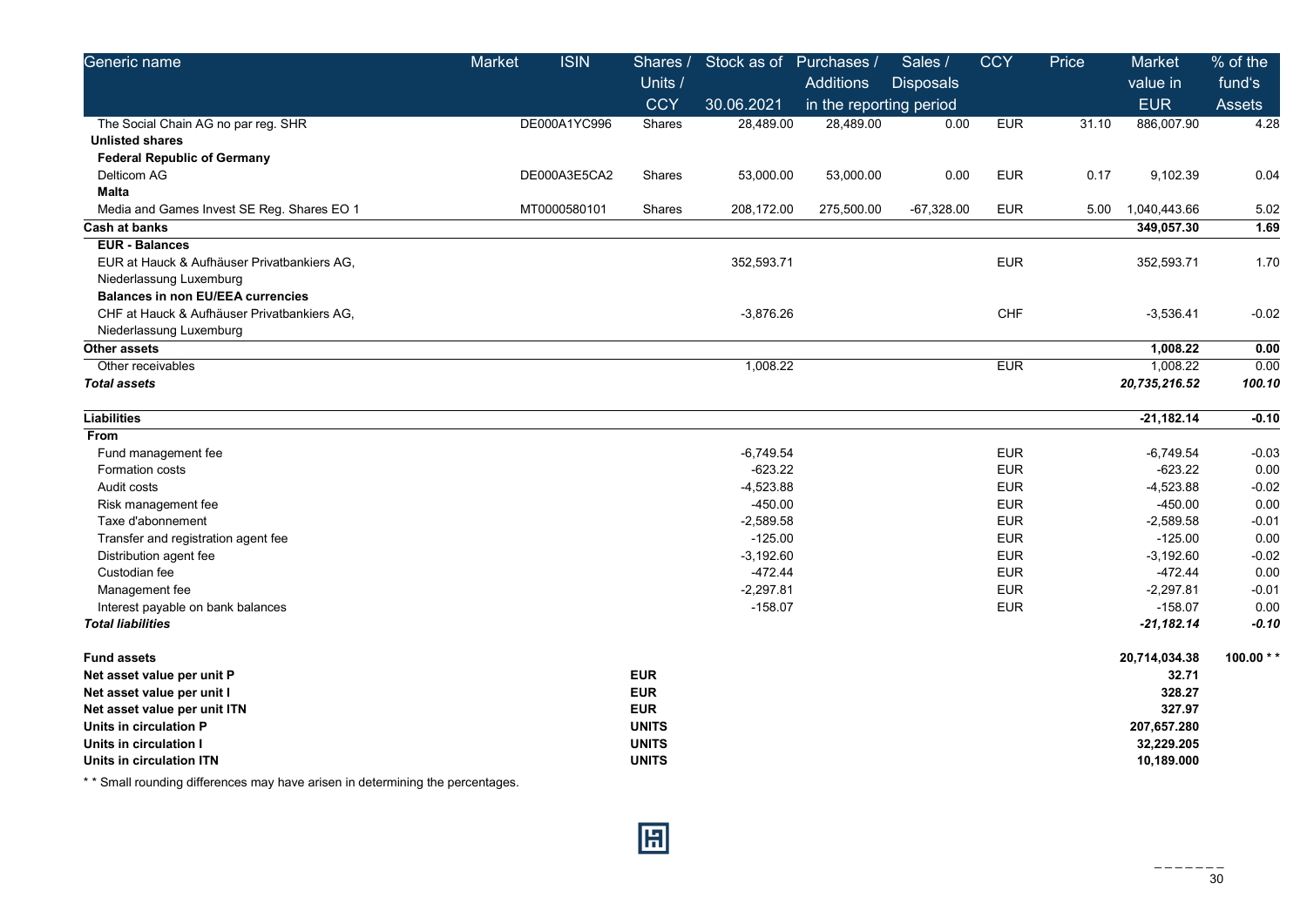| Generic name | Market | ISIN | Shares / Units / CCY | Stock as of 30.06.2021 | Purchases / Additions | Sales / Disposals | CCY | Price | Market value in EUR | % of the fund's Assets |
|---|---|---|---|---|---|---|---|---|---|---|
| | | | | | in the reporting period | | | | | |
| The Social Chain AG no par reg. SHR | | DE000A1YC996 | Shares | 28,489.00 | 28,489.00 | 0.00 | EUR | 31.10 | 886,007.90 | 4.28 |
| **Unlisted shares** | | | | | | | | | | |
| **Federal Republic of Germany** | | | | | | | | | | |
| Delticom AG | | DE000A3E5CA2 | Shares | 53,000.00 | 53,000.00 | 0.00 | EUR | 0.17 | 9,102.39 | 0.04 |
| **Malta** | | | | | | | | | | |
| Media and Games Invest SE Reg. Shares EO 1 | | MT0000580101 | Shares | 208,172.00 | 275,500.00 | -67,328.00 | EUR | 5.00 | 1,040,443.66 | 5.02 |
| **Cash at banks** | | | | | | | | | **349,057.30** | **1.69** |
| **EUR - Balances** | | | | | | | | | | |
| EUR at Hauck & Aufhäuser Privatbankiers AG, Niederlassung Luxemburg | | | | 352,593.71 | | | EUR | | 352,593.71 | 1.70 |
| **Balances in non EU/EEA currencies** | | | | | | | | | | |
| CHF at Hauck & Aufhäuser Privatbankiers AG, Niederlassung Luxemburg | | | | -3,876.26 | | | CHF | | -3,536.41 | -0.02 |
| **Other assets** | | | | | | | | | **1,008.22** | **0.00** |
| Other receivables | | | | 1,008.22 | | | EUR | | 1,008.22 | 0.00 |
| ***Total assets*** | | | | | | | | | ***20,735,216.52*** | ***100.10*** |
| | | | | | | | | | | |
| **Liabilities** | | | | | | | | | **-21,182.14** | **-0.10** |
| **From** | | | | | | | | | | |
| Fund management fee | | | | -6,749.54 | | | EUR | | -6,749.54 | -0.03 |
| Formation costs | | | | -623.22 | | | EUR | | -623.22 | 0.00 |
| Audit costs | | | | -4,523.88 | | | EUR | | -4,523.88 | -0.02 |
| Risk management fee | | | | -450.00 | | | EUR | | -450.00 | 0.00 |
| Taxe d'abonnement | | | | -2,589.58 | | | EUR | | -2,589.58 | -0.01 |
| Transfer and registration agent fee | | | | -125.00 | | | EUR | | -125.00 | 0.00 |
| Distribution agent fee | | | | -3,192.60 | | | EUR | | -3,192.60 | -0.02 |
| Custodian fee | | | | -472.44 | | | EUR | | -472.44 | 0.00 |
| Management fee | | | | -2,297.81 | | | EUR | | -2,297.81 | -0.01 |
| Interest payable on bank balances | | | | -158.07 | | | EUR | | -158.07 | 0.00 |
| ***Total liabilities*** | | | | | | | | | ***-21,182.14*** | ***-0.10*** |
| | | | | | | | | | | |
| **Fund assets** | | | | | | | | | **20,714,034.38** | **100.00 \* \*** |
| **Net asset value per unit P** | | | **EUR** | | | | | | **32.71** | |
| **Net asset value per unit I** | | | **EUR** | | | | | | **328.27** | |
| **Net asset value per unit ITN** | | | **EUR** | | | | | | **327.97** | |
| **Units in circulation P** | | | **UNITS** | | | | | | **207,657.280** | |
| **Units in circulation I** | | | **UNITS** | | | | | | **32,229.205** | |
| **Units in circulation ITN** | | | **UNITS** | | | | | | **10,189.000** | |

* * Small rounding differences may have arisen in determining the percentages.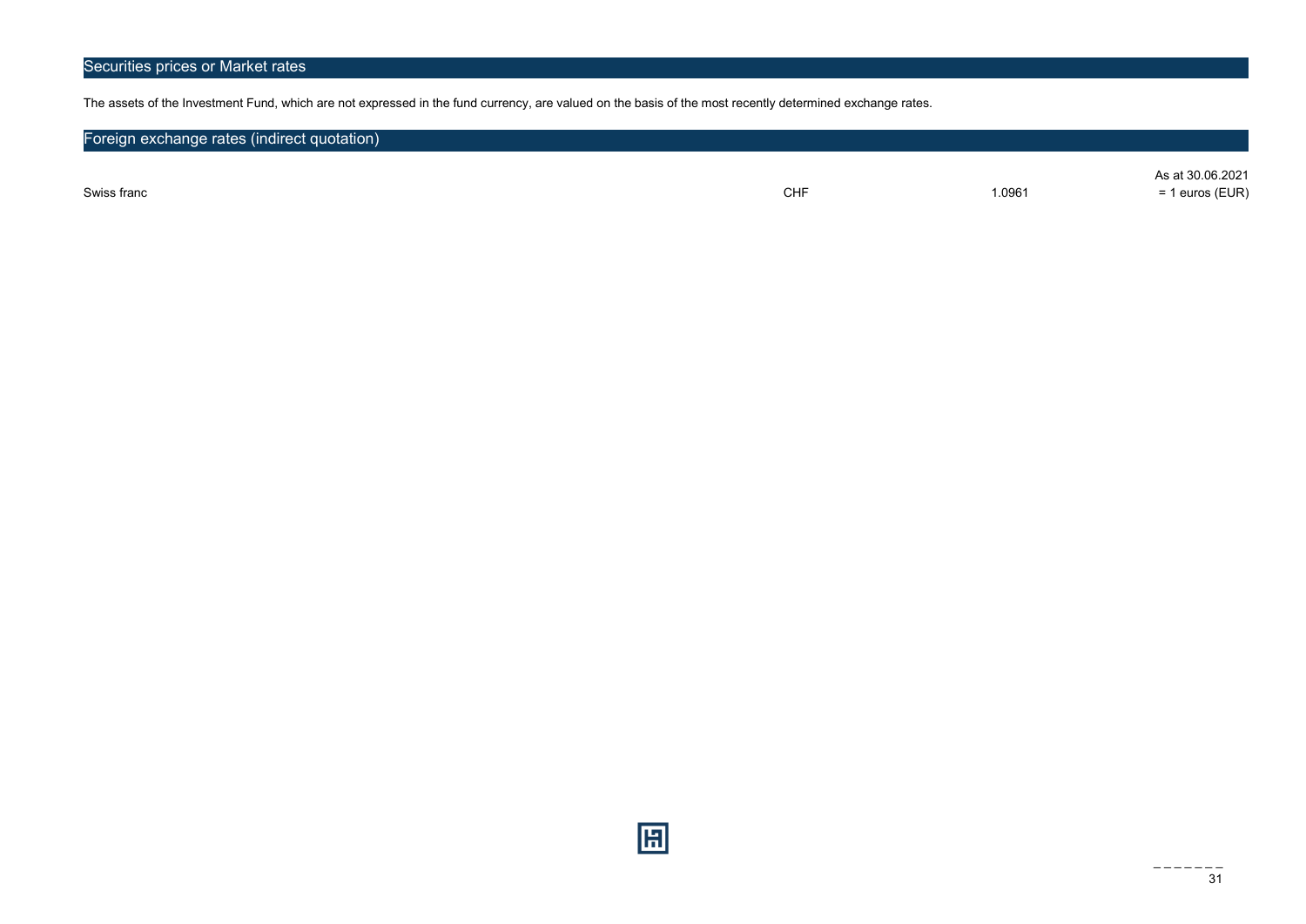## Securities prices or Market rates

The assets of the Investment Fund, which are not expressed in the fund currency, are valued on the basis of the most recently determined exchange rates.

## Foreign exchange rates (indirect quotation)

| | | | As at 30.06.2021 |
|---|---|---|---|
| Swiss franc | CHF | 1.0961 | = 1 euros (EUR) |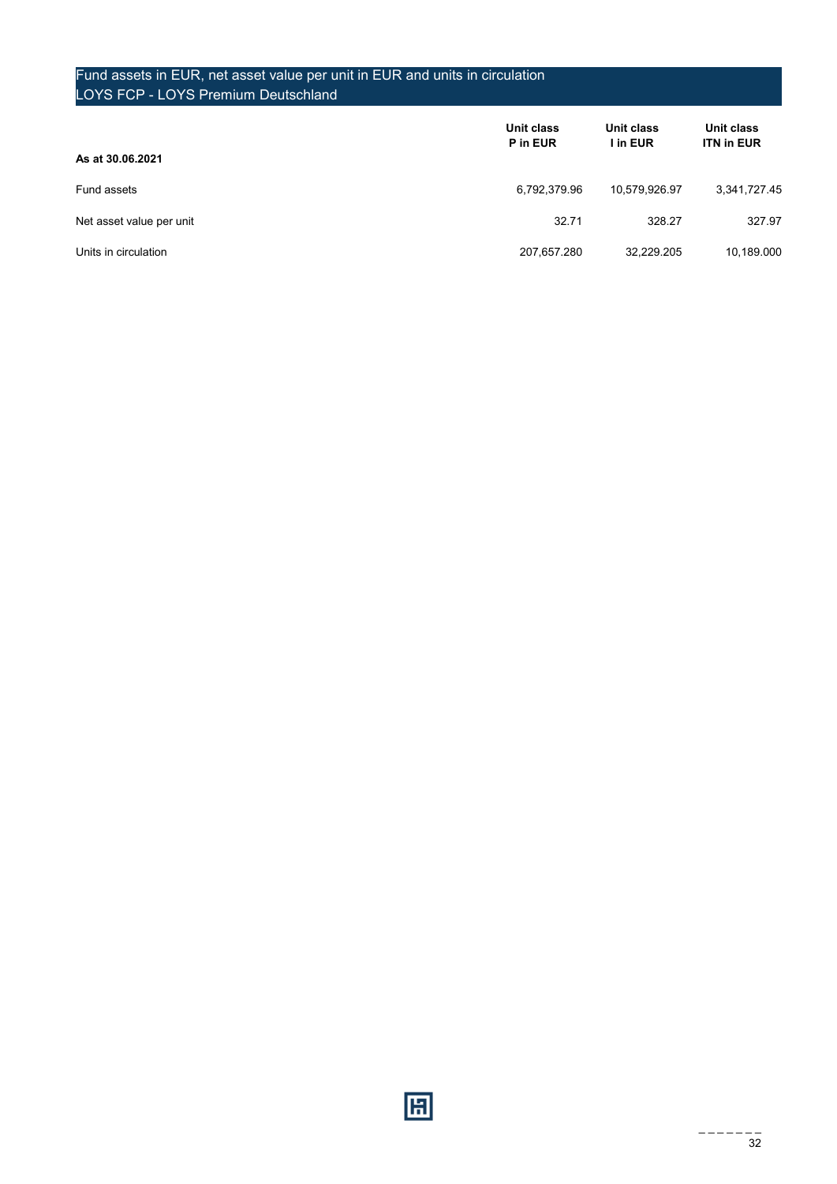## Fund assets in EUR, net asset value per unit in EUR and units in circulation
## LOYS FCP - LOYS Premium Deutschland

| As at 30.06.2021 | Unit class P in EUR | Unit class I in EUR | Unit class ITN in EUR |
|---|---|---|---|
| Fund assets | 6,792,379.96 | 10,579,926.97 | 3,341,727.45 |
| Net asset value per unit | 32.71 | 328.27 | 327.97 |
| Units in circulation | 207,657.280 | 32,229.205 | 10,189.000 |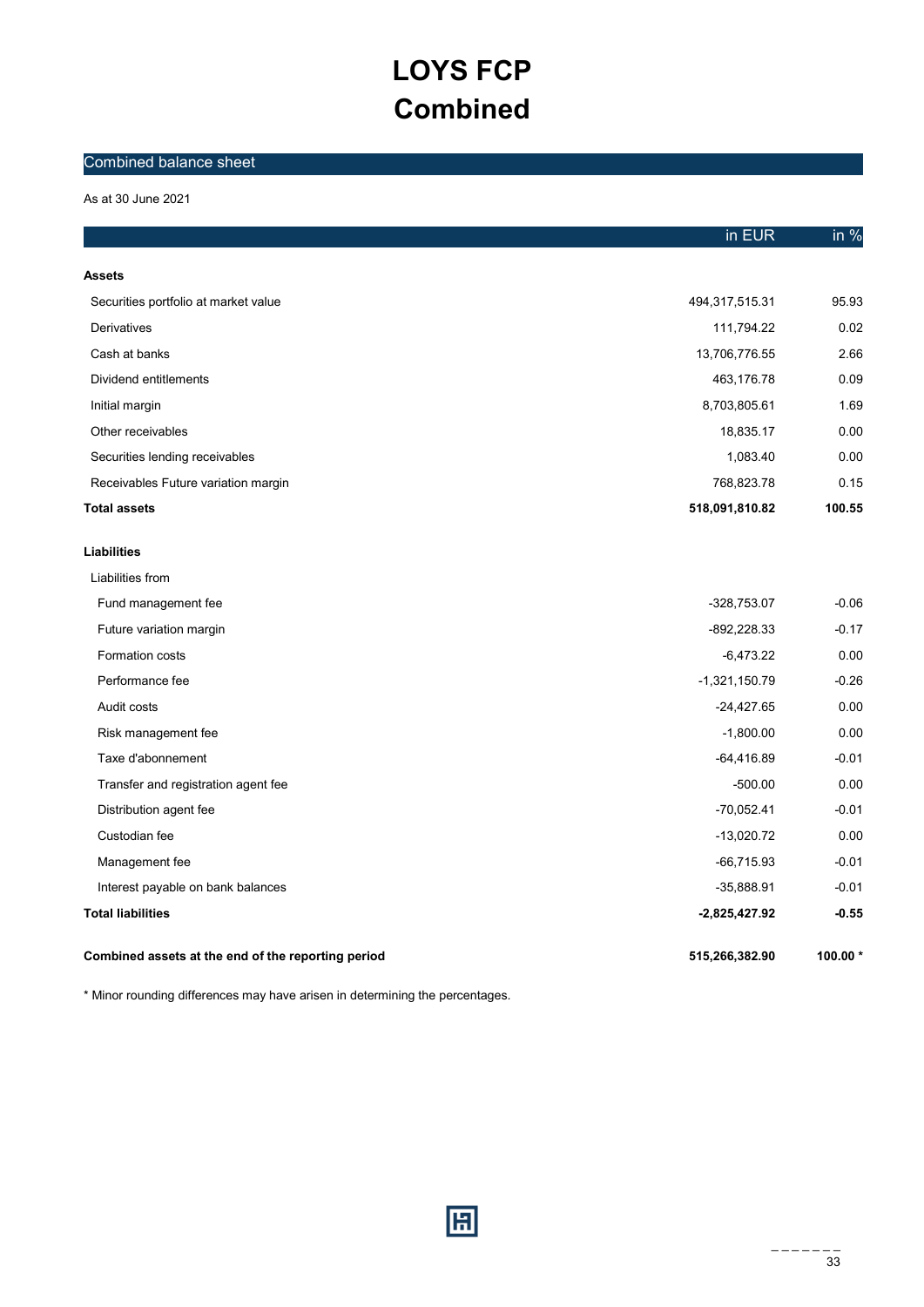# LOYS FCP
# Combined

## Combined balance sheet

As at 30 June 2021

| | in EUR | in % |
|---|---|---|
| **Assets** | | |
| Securities portfolio at market value | 494,317,515.31 | 95.93 |
| Derivatives | 111,794.22 | 0.02 |
| Cash at banks | 13,706,776.55 | 2.66 |
| Dividend entitlements | 463,176.78 | 0.09 |
| Initial margin | 8,703,805.61 | 1.69 |
| Other receivables | 18,835.17 | 0.00 |
| Securities lending receivables | 1,083.40 | 0.00 |
| Receivables Future variation margin | 768,823.78 | 0.15 |
| **Total assets** | **518,091,810.82** | **100.55** |
| **Liabilities** | | |
| Liabilities from | | |
| Fund management fee | -328,753.07 | -0.06 |
| Future variation margin | -892,228.33 | -0.17 |
| Formation costs | -6,473.22 | 0.00 |
| Performance fee | -1,321,150.79 | -0.26 |
| Audit costs | -24,427.65 | 0.00 |
| Risk management fee | -1,800.00 | 0.00 |
| Taxe d'abonnement | -64,416.89 | -0.01 |
| Transfer and registration agent fee | -500.00 | 0.00 |
| Distribution agent fee | -70,052.41 | -0.01 |
| Custodian fee | -13,020.72 | 0.00 |
| Management fee | -66,715.93 | -0.01 |
| Interest payable on bank balances | -35,888.91 | -0.01 |
| **Total liabilities** | **-2,825,427.92** | **-0.55** |
| **Combined assets at the end of the reporting period** | **515,266,382.90** | **100.00 *** |

* Minor rounding differences may have arisen in determining the percentages.